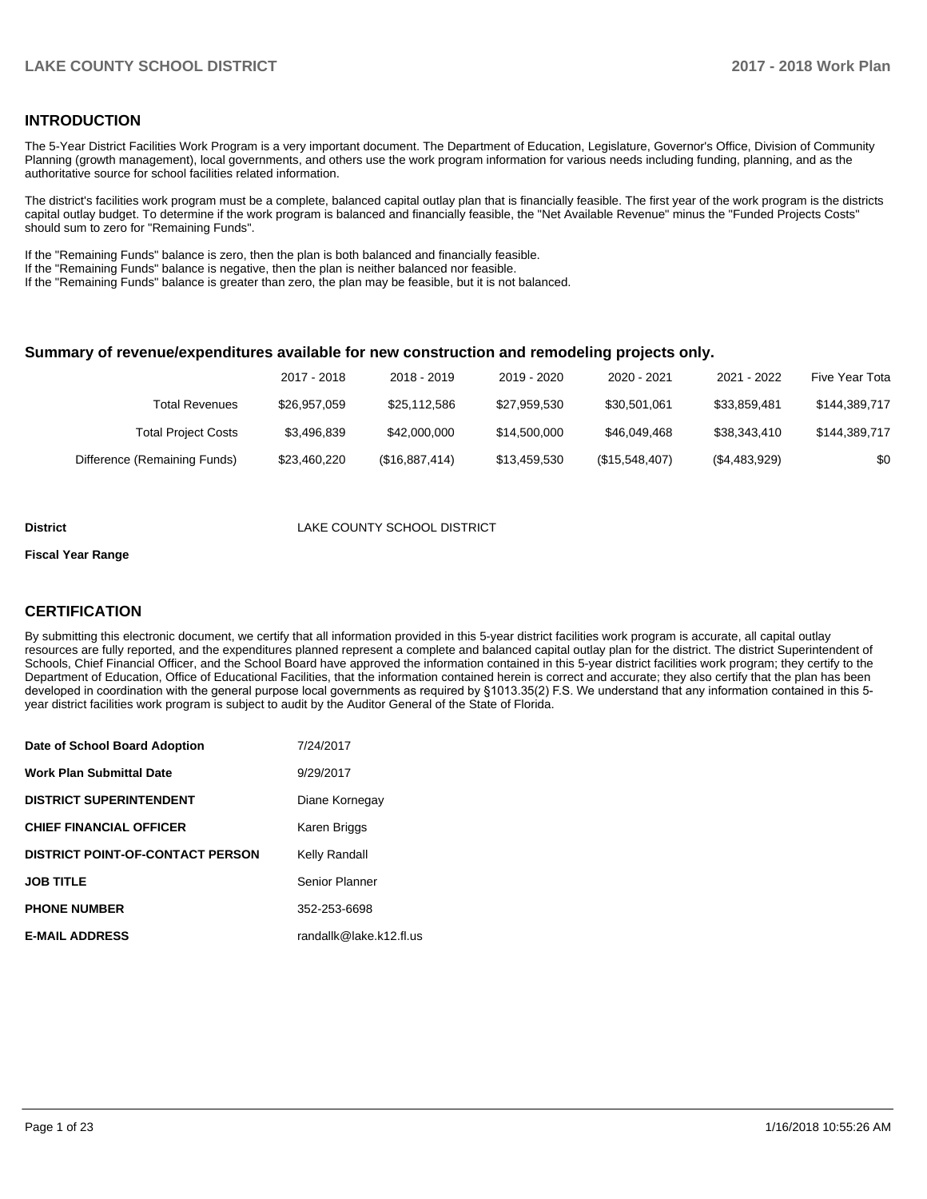## INTRODUCTION

The 5-Year District Facilities Work Program is a very important document. The Department of Education, Legislature, Governor's Office, Division of Community Planning (growth management), local governments, and others use the work program information for various needs including funding, planning, and as the authoritative source for school facilities related information.

The district's facilities work program must be a complete, balanced capital outlay plan that is financially feasible. The first year of the work program is the districts capital outlay budget. To determine if the work program is balanced and financially feasible, the "Net Available Revenue" minus the "Funded Projects Costs" should sum to zero for "Remaining Funds".

If the "Remaining Funds" balance is zero, then the plan is both balanced and financially feasible.
If the "Remaining Funds" balance is negative, then the plan is neither balanced nor feasible.
If the "Remaining Funds" balance is greater than zero, the plan may be feasible, but it is not balanced.

### Summary of revenue/expenditures available for new construction and remodeling projects only.

| | 2017 - 2018 | 2018 - 2019 | 2019 - 2020 | 2020 - 2021 | 2021 - 2022 | Five Year Tota |
|---|---|---|---|---|---|---|
| Total Revenues | $26,957,059 | $25,112,586 | $27,959,530 | $30,501,061 | $33,859,481 | $144,389,717 |
| Total Project Costs | $3,496,839 | $42,000,000 | $14,500,000 | $46,049,468 | $38,343,410 | $144,389,717 |
| Difference (Remaining Funds) | $23,460,220 | ($16,887,414) | $13,459,530 | ($15,548,407) | ($4,483,929) | $0 |

**District** LAKE COUNTY SCHOOL DISTRICT

**Fiscal Year Range**

## CERTIFICATION

By submitting this electronic document, we certify that all information provided in this 5-year district facilities work program is accurate, all capital outlay resources are fully reported, and the expenditures planned represent a complete and balanced capital outlay plan for the district. The district Superintendent of Schools, Chief Financial Officer, and the School Board have approved the information contained in this 5-year district facilities work program; they certify to the Department of Education, Office of Educational Facilities, that the information contained herein is correct and accurate; they also certify that the plan has been developed in coordination with the general purpose local governments as required by §1013.35(2) F.S. We understand that any information contained in this 5-year district facilities work program is subject to audit by the Auditor General of the State of Florida.

| | |
|---|---|
| **Date of School Board Adoption** | 7/24/2017 |
| **Work Plan Submittal Date** | 9/29/2017 |
| **DISTRICT SUPERINTENDENT** | Diane Kornegay |
| **CHIEF FINANCIAL OFFICER** | Karen Briggs |
| **DISTRICT POINT-OF-CONTACT PERSON** | Kelly Randall |
| **JOB TITLE** | Senior Planner |
| **PHONE NUMBER** | 352-253-6698 |
| **E-MAIL ADDRESS** | randallk@lake.k12.fl.us |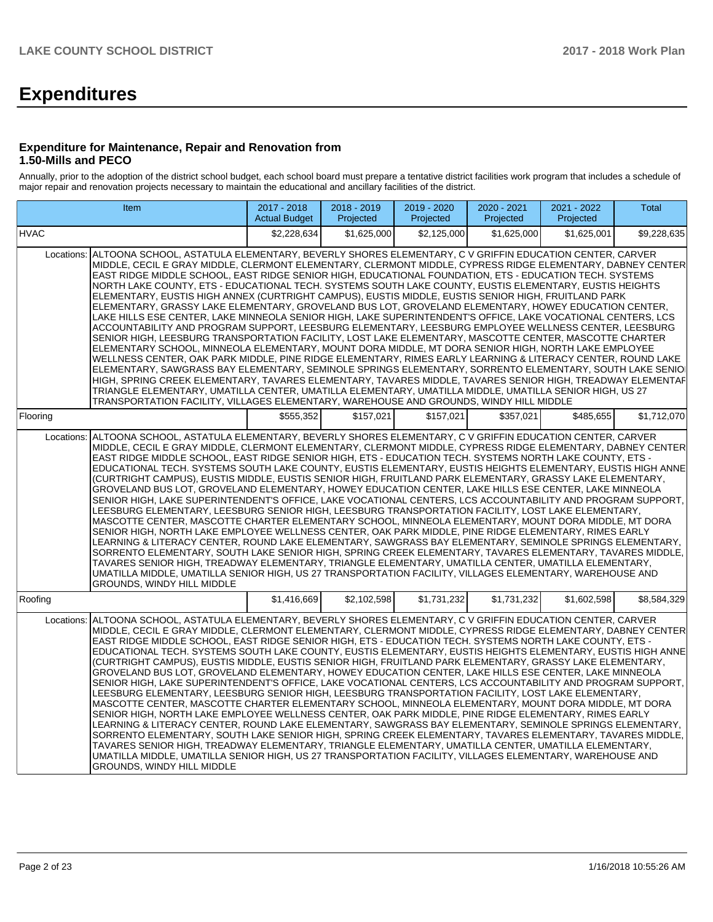# Expenditures

### Expenditure for Maintenance, Repair and Renovation from 1.50-Mills and PECO

Annually, prior to the adoption of the district school budget, each school board must prepare a tentative district facilities work program that includes a schedule of major repair and renovation projects necessary to maintain the educational and ancillary facilities of the district.

| Item | | 2017 - 2018 Actual Budget | 2018 - 2019 Projected | 2019 - 2020 Projected | 2020 - 2021 Projected | 2021 - 2022 Projected | Total |
|---|---|---|---|---|---|---|---|
| HVAC | | $2,228,634 | $1,625,000 | $2,125,000 | $1,625,000 | $1,625,001 | $9,228,635 |
| Locations: | ALTOONA SCHOOL, ASTATULA ELEMENTARY, BEVERLY SHORES ELEMENTARY, C V GRIFFIN EDUCATION CENTER, CARVER MIDDLE, CECIL E GRAY MIDDLE, CLERMONT ELEMENTARY, CLERMONT MIDDLE, CYPRESS RIDGE ELEMENTARY, DABNEY CENTER, EAST RIDGE MIDDLE SCHOOL, EAST RIDGE SENIOR HIGH, EDUCATIONAL FOUNDATION, ETS - EDUCATION TECH. SYSTEMS NORTH LAKE COUNTY, ETS - EDUCATIONAL TECH. SYSTEMS SOUTH LAKE COUNTY, EUSTIS ELEMENTARY, EUSTIS HEIGHTS ELEMENTARY, EUSTIS HIGH ANNEX (CURTRIGHT CAMPUS), EUSTIS MIDDLE, EUSTIS SENIOR HIGH, FRUITLAND PARK ELEMENTARY, GRASSY LAKE ELEMENTARY, GROVELAND BUS LOT, GROVELAND ELEMENTARY, HOWEY EDUCATION CENTER, LAKE HILLS ESE CENTER, LAKE MINNEOLA SENIOR HIGH, LAKE SUPERINTENDENT'S OFFICE, LAKE VOCATIONAL CENTERS, LCS ACCOUNTABILITY AND PROGRAM SUPPORT, LEESBURG ELEMENTARY, LEESBURG EMPLOYEE WELLNESS CENTER, LEESBURG SENIOR HIGH, LEESBURG TRANSPORTATION FACILITY, LOST LAKE ELEMENTARY, MASCOTTE CENTER, MASCOTTE CHARTER ELEMENTARY SCHOOL, MINNEOLA ELEMENTARY, MOUNT DORA MIDDLE, MT DORA SENIOR HIGH, NORTH LAKE EMPLOYEE WELLNESS CENTER, OAK PARK MIDDLE, PINE RIDGE ELEMENTARY, RIMES EARLY LEARNING & LITERACY CENTER, ROUND LAKE ELEMENTARY, SAWGRASS BAY ELEMENTARY, SEMINOLE SPRINGS ELEMENTARY, SORRENTO ELEMENTARY, SOUTH LAKE SENIOR HIGH, SPRING CREEK ELEMENTARY, TAVARES ELEMENTARY, TAVARES MIDDLE, TAVARES SENIOR HIGH, TREADWAY ELEMENTARY, TRIANGLE ELEMENTARY, UMATILLA CENTER, UMATILLA ELEMENTARY, UMATILLA MIDDLE, UMATILLA SENIOR HIGH, US 27 TRANSPORTATION FACILITY, VILLAGES ELEMENTARY, WAREHOUSE AND GROUNDS, WINDY HILL MIDDLE | | | | | | |
| Flooring | | $555,352 | $157,021 | $157,021 | $357,021 | $485,655 | $1,712,070 |
| Locations: | ALTOONA SCHOOL, ASTATULA ELEMENTARY, BEVERLY SHORES ELEMENTARY, C V GRIFFIN EDUCATION CENTER, CARVER MIDDLE, CECIL E GRAY MIDDLE, CLERMONT ELEMENTARY, CLERMONT MIDDLE, CYPRESS RIDGE ELEMENTARY, DABNEY CENTER, EAST RIDGE MIDDLE SCHOOL, EAST RIDGE SENIOR HIGH, ETS - EDUCATION TECH. SYSTEMS NORTH LAKE COUNTY, ETS - EDUCATIONAL TECH. SYSTEMS SOUTH LAKE COUNTY, EUSTIS ELEMENTARY, EUSTIS HEIGHTS ELEMENTARY, EUSTIS HIGH ANNEX (CURTRIGHT CAMPUS), EUSTIS MIDDLE, EUSTIS SENIOR HIGH, FRUITLAND PARK ELEMENTARY, GRASSY LAKE ELEMENTARY, GROVELAND BUS LOT, GROVELAND ELEMENTARY, HOWEY EDUCATION CENTER, LAKE HILLS ESE CENTER, LAKE MINNEOLA SENIOR HIGH, LAKE SUPERINTENDENT'S OFFICE, LAKE VOCATIONAL CENTERS, LCS ACCOUNTABILITY AND PROGRAM SUPPORT, LEESBURG ELEMENTARY, LEESBURG SENIOR HIGH, LEESBURG TRANSPORTATION FACILITY, LOST LAKE ELEMENTARY, MASCOTTE CENTER, MASCOTTE CHARTER ELEMENTARY SCHOOL, MINNEOLA ELEMENTARY, MOUNT DORA MIDDLE, MT DORA SENIOR HIGH, NORTH LAKE EMPLOYEE WELLNESS CENTER, OAK PARK MIDDLE, PINE RIDGE ELEMENTARY, RIMES EARLY LEARNING & LITERACY CENTER, ROUND LAKE ELEMENTARY, SAWGRASS BAY ELEMENTARY, SEMINOLE SPRINGS ELEMENTARY, SORRENTO ELEMENTARY, SOUTH LAKE SENIOR HIGH, SPRING CREEK ELEMENTARY, TAVARES ELEMENTARY, TAVARES MIDDLE, TAVARES SENIOR HIGH, TREADWAY ELEMENTARY, TRIANGLE ELEMENTARY, UMATILLA CENTER, UMATILLA ELEMENTARY, UMATILLA MIDDLE, UMATILLA SENIOR HIGH, US 27 TRANSPORTATION FACILITY, VILLAGES ELEMENTARY, WAREHOUSE AND GROUNDS, WINDY HILL MIDDLE | | | | | | |
| Roofing | | $1,416,669 | $2,102,598 | $1,731,232 | $1,731,232 | $1,602,598 | $8,584,329 |
| Locations: | ALTOONA SCHOOL, ASTATULA ELEMENTARY, BEVERLY SHORES ELEMENTARY, C V GRIFFIN EDUCATION CENTER, CARVER MIDDLE, CECIL E GRAY MIDDLE, CLERMONT ELEMENTARY, CLERMONT MIDDLE, CYPRESS RIDGE ELEMENTARY, DABNEY CENTER, EAST RIDGE MIDDLE SCHOOL, EAST RIDGE SENIOR HIGH, ETS - EDUCATION TECH. SYSTEMS NORTH LAKE COUNTY, ETS - EDUCATIONAL TECH. SYSTEMS SOUTH LAKE COUNTY, EUSTIS ELEMENTARY, EUSTIS HEIGHTS ELEMENTARY, EUSTIS HIGH ANNEX (CURTRIGHT CAMPUS), EUSTIS MIDDLE, EUSTIS SENIOR HIGH, FRUITLAND PARK ELEMENTARY, GRASSY LAKE ELEMENTARY, GROVELAND BUS LOT, GROVELAND ELEMENTARY, HOWEY EDUCATION CENTER, LAKE HILLS ESE CENTER, LAKE MINNEOLA SENIOR HIGH, LAKE SUPERINTENDENT'S OFFICE, LAKE VOCATIONAL CENTERS, LCS ACCOUNTABILITY AND PROGRAM SUPPORT, LEESBURG ELEMENTARY, LEESBURG SENIOR HIGH, LEESBURG TRANSPORTATION FACILITY, LOST LAKE ELEMENTARY, MASCOTTE CENTER, MASCOTTE CHARTER ELEMENTARY SCHOOL, MINNEOLA ELEMENTARY, MOUNT DORA MIDDLE, MT DORA SENIOR HIGH, NORTH LAKE EMPLOYEE WELLNESS CENTER, OAK PARK MIDDLE, PINE RIDGE ELEMENTARY, RIMES EARLY LEARNING & LITERACY CENTER, ROUND LAKE ELEMENTARY, SAWGRASS BAY ELEMENTARY, SEMINOLE SPRINGS ELEMENTARY, SORRENTO ELEMENTARY, SOUTH LAKE SENIOR HIGH, SPRING CREEK ELEMENTARY, TAVARES ELEMENTARY, TAVARES MIDDLE, TAVARES SENIOR HIGH, TREADWAY ELEMENTARY, TRIANGLE ELEMENTARY, UMATILLA CENTER, UMATILLA ELEMENTARY, UMATILLA MIDDLE, UMATILLA SENIOR HIGH, US 27 TRANSPORTATION FACILITY, VILLAGES ELEMENTARY, WAREHOUSE AND GROUNDS, WINDY HILL MIDDLE | | | | | | |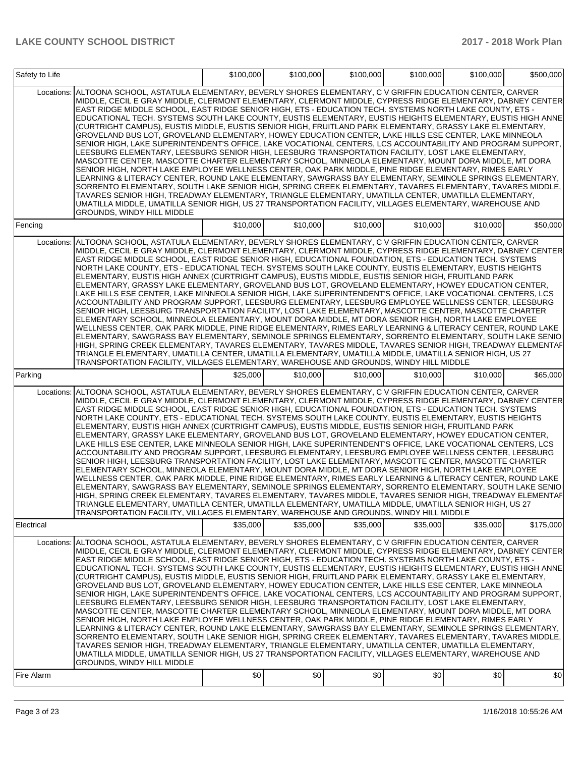| Safety to Life | | $100,000 | $100,000 | $100,000 | $100,000 | $100,000 | $500,000 |
|---|---|---|---|---|---|---|---|
| | Locations: | ALTOONA SCHOOL, ASTATULA ELEMENTARY, BEVERLY SHORES ELEMENTARY, C V GRIFFIN EDUCATION CENTER, CARVER MIDDLE, CECIL E GRAY MIDDLE, CLERMONT ELEMENTARY, CLERMONT MIDDLE, CYPRESS RIDGE ELEMENTARY, DABNEY CENTER, EAST RIDGE MIDDLE SCHOOL, EAST RIDGE SENIOR HIGH, ETS - EDUCATION TECH. SYSTEMS NORTH LAKE COUNTY, ETS - EDUCATIONAL TECH. SYSTEMS SOUTH LAKE COUNTY, EUSTIS ELEMENTARY, EUSTIS HEIGHTS ELEMENTARY, EUSTIS HIGH ANNEX (CURTRIGHT CAMPUS), EUSTIS MIDDLE, EUSTIS SENIOR HIGH, FRUITLAND PARK ELEMENTARY, GRASSY LAKE ELEMENTARY, GROVELAND BUS LOT, GROVELAND ELEMENTARY, HOWEY EDUCATION CENTER, LAKE HILLS ESE CENTER, LAKE MINNEOLA SENIOR HIGH, LAKE SUPERINTENDENT'S OFFICE, LAKE VOCATIONAL CENTERS, LCS ACCOUNTABILITY AND PROGRAM SUPPORT, LEESBURG ELEMENTARY, LEESBURG SENIOR HIGH, LEESBURG TRANSPORTATION FACILITY, LOST LAKE ELEMENTARY, MASCOTTE CENTER, MASCOTTE CHARTER ELEMENTARY SCHOOL, MINNEOLA ELEMENTARY, MOUNT DORA MIDDLE, MT DORA SENIOR HIGH, NORTH LAKE EMPLOYEE WELLNESS CENTER, OAK PARK MIDDLE, PINE RIDGE ELEMENTARY, RIMES EARLY LEARNING & LITERACY CENTER, ROUND LAKE ELEMENTARY, SAWGRASS BAY ELEMENTARY, SEMINOLE SPRINGS ELEMENTARY, SORRENTO ELEMENTARY, SOUTH LAKE SENIOR HIGH, SPRING CREEK ELEMENTARY, TAVARES ELEMENTARY, TAVARES MIDDLE, TAVARES SENIOR HIGH, TREADWAY ELEMENTARY, TRIANGLE ELEMENTARY, UMATILLA CENTER, UMATILLA ELEMENTARY, UMATILLA MIDDLE, UMATILLA SENIOR HIGH, US 27 TRANSPORTATION FACILITY, VILLAGES ELEMENTARY, WAREHOUSE AND GROUNDS, WINDY HILL MIDDLE | | | | | |
| Fencing | | $10,000 | $10,000 | $10,000 | $10,000 | $10,000 | $50,000 |
| | Locations: | ALTOONA SCHOOL, ASTATULA ELEMENTARY, BEVERLY SHORES ELEMENTARY, C V GRIFFIN EDUCATION CENTER, CARVER MIDDLE, CECIL E GRAY MIDDLE, CLERMONT ELEMENTARY, CLERMONT MIDDLE, CYPRESS RIDGE ELEMENTARY, DABNEY CENTER, EAST RIDGE MIDDLE SCHOOL, EAST RIDGE SENIOR HIGH, EDUCATIONAL FOUNDATION, ETS - EDUCATION TECH. SYSTEMS NORTH LAKE COUNTY, ETS - EDUCATIONAL TECH. SYSTEMS SOUTH LAKE COUNTY, EUSTIS ELEMENTARY, EUSTIS HEIGHTS ELEMENTARY, EUSTIS HIGH ANNEX (CURTRIGHT CAMPUS), EUSTIS MIDDLE, EUSTIS SENIOR HIGH, FRUITLAND PARK ELEMENTARY, GRASSY LAKE ELEMENTARY, GROVELAND BUS LOT, GROVELAND ELEMENTARY, HOWEY EDUCATION CENTER, LAKE HILLS ESE CENTER, LAKE MINNEOLA SENIOR HIGH, LAKE SUPERINTENDENT'S OFFICE, LAKE VOCATIONAL CENTERS, LCS ACCOUNTABILITY AND PROGRAM SUPPORT, LEESBURG ELEMENTARY, LEESBURG EMPLOYEE WELLNESS CENTER, LEESBURG SENIOR HIGH, LEESBURG TRANSPORTATION FACILITY, LOST LAKE ELEMENTARY, MASCOTTE CENTER, MASCOTTE CHARTER ELEMENTARY SCHOOL, MINNEOLA ELEMENTARY, MOUNT DORA MIDDLE, MT DORA SENIOR HIGH, NORTH LAKE EMPLOYEE WELLNESS CENTER, OAK PARK MIDDLE, PINE RIDGE ELEMENTARY, RIMES EARLY LEARNING & LITERACY CENTER, ROUND LAKE ELEMENTARY, SAWGRASS BAY ELEMENTARY, SEMINOLE SPRINGS ELEMENTARY, SORRENTO ELEMENTARY, SOUTH LAKE SENIOR HIGH, SPRING CREEK ELEMENTARY, TAVARES ELEMENTARY, TAVARES MIDDLE, TAVARES SENIOR HIGH, TREADWAY ELEMENTARY, TRIANGLE ELEMENTARY, UMATILLA CENTER, UMATILLA ELEMENTARY, UMATILLA MIDDLE, UMATILLA SENIOR HIGH, US 27 TRANSPORTATION FACILITY, VILLAGES ELEMENTARY, WAREHOUSE AND GROUNDS, WINDY HILL MIDDLE | | | | | |
| Parking | | $25,000 | $10,000 | $10,000 | $10,000 | $10,000 | $65,000 |
| | Locations: | ALTOONA SCHOOL, ASTATULA ELEMENTARY, BEVERLY SHORES ELEMENTARY, C V GRIFFIN EDUCATION CENTER, CARVER MIDDLE, CECIL E GRAY MIDDLE, CLERMONT ELEMENTARY, CLERMONT MIDDLE, CYPRESS RIDGE ELEMENTARY, DABNEY CENTER, EAST RIDGE MIDDLE SCHOOL, EAST RIDGE SENIOR HIGH, EDUCATIONAL FOUNDATION, ETS - EDUCATION TECH. SYSTEMS NORTH LAKE COUNTY, ETS - EDUCATIONAL TECH. SYSTEMS SOUTH LAKE COUNTY, EUSTIS ELEMENTARY, EUSTIS HEIGHTS ELEMENTARY, EUSTIS HIGH ANNEX (CURTRIGHT CAMPUS), EUSTIS MIDDLE, EUSTIS SENIOR HIGH, FRUITLAND PARK ELEMENTARY, GRASSY LAKE ELEMENTARY, GROVELAND BUS LOT, GROVELAND ELEMENTARY, HOWEY EDUCATION CENTER, LAKE HILLS ESE CENTER, LAKE MINNEOLA SENIOR HIGH, LAKE SUPERINTENDENT'S OFFICE, LAKE VOCATIONAL CENTERS, LCS ACCOUNTABILITY AND PROGRAM SUPPORT, LEESBURG ELEMENTARY, LEESBURG EMPLOYEE WELLNESS CENTER, LEESBURG SENIOR HIGH, LEESBURG TRANSPORTATION FACILITY, LOST LAKE ELEMENTARY, MASCOTTE CENTER, MASCOTTE CHARTER ELEMENTARY SCHOOL, MINNEOLA ELEMENTARY, MOUNT DORA MIDDLE, MT DORA SENIOR HIGH, NORTH LAKE EMPLOYEE WELLNESS CENTER, OAK PARK MIDDLE, PINE RIDGE ELEMENTARY, RIMES EARLY LEARNING & LITERACY CENTER, ROUND LAKE ELEMENTARY, SAWGRASS BAY ELEMENTARY, SEMINOLE SPRINGS ELEMENTARY, SORRENTO ELEMENTARY, SOUTH LAKE SENIOR HIGH, SPRING CREEK ELEMENTARY, TAVARES ELEMENTARY, TAVARES MIDDLE, TAVARES SENIOR HIGH, TREADWAY ELEMENTARY, TRIANGLE ELEMENTARY, UMATILLA CENTER, UMATILLA ELEMENTARY, UMATILLA MIDDLE, UMATILLA SENIOR HIGH, US 27 TRANSPORTATION FACILITY, VILLAGES ELEMENTARY, WAREHOUSE AND GROUNDS, WINDY HILL MIDDLE | | | | | |
| Electrical | | $35,000 | $35,000 | $35,000 | $35,000 | $35,000 | $175,000 |
| | Locations: | ALTOONA SCHOOL, ASTATULA ELEMENTARY, BEVERLY SHORES ELEMENTARY, C V GRIFFIN EDUCATION CENTER, CARVER MIDDLE, CECIL E GRAY MIDDLE, CLERMONT ELEMENTARY, CLERMONT MIDDLE, CYPRESS RIDGE ELEMENTARY, DABNEY CENTER, EAST RIDGE MIDDLE SCHOOL, EAST RIDGE SENIOR HIGH, ETS - EDUCATION TECH. SYSTEMS NORTH LAKE COUNTY, ETS - EDUCATIONAL TECH. SYSTEMS SOUTH LAKE COUNTY, EUSTIS ELEMENTARY, EUSTIS HEIGHTS ELEMENTARY, EUSTIS HIGH ANNEX (CURTRIGHT CAMPUS), EUSTIS MIDDLE, EUSTIS SENIOR HIGH, FRUITLAND PARK ELEMENTARY, GRASSY LAKE ELEMENTARY, GROVELAND BUS LOT, GROVELAND ELEMENTARY, HOWEY EDUCATION CENTER, LAKE HILLS ESE CENTER, LAKE MINNEOLA SENIOR HIGH, LAKE SUPERINTENDENT'S OFFICE, LAKE VOCATIONAL CENTERS, LCS ACCOUNTABILITY AND PROGRAM SUPPORT, LEESBURG ELEMENTARY, LEESBURG SENIOR HIGH, LEESBURG TRANSPORTATION FACILITY, LOST LAKE ELEMENTARY, MASCOTTE CENTER, MASCOTTE CHARTER ELEMENTARY SCHOOL, MINNEOLA ELEMENTARY, MOUNT DORA MIDDLE, MT DORA SENIOR HIGH, NORTH LAKE EMPLOYEE WELLNESS CENTER, OAK PARK MIDDLE, PINE RIDGE ELEMENTARY, RIMES EARLY LEARNING & LITERACY CENTER, ROUND LAKE ELEMENTARY, SAWGRASS BAY ELEMENTARY, SEMINOLE SPRINGS ELEMENTARY, SORRENTO ELEMENTARY, SOUTH LAKE SENIOR HIGH, SPRING CREEK ELEMENTARY, TAVARES ELEMENTARY, TAVARES MIDDLE, TAVARES SENIOR HIGH, TREADWAY ELEMENTARY, TRIANGLE ELEMENTARY, UMATILLA CENTER, UMATILLA ELEMENTARY, UMATILLA MIDDLE, UMATILLA SENIOR HIGH, US 27 TRANSPORTATION FACILITY, VILLAGES ELEMENTARY, WAREHOUSE AND GROUNDS, WINDY HILL MIDDLE | | | | | |
| Fire Alarm | | $0 | $0 | $0 | $0 | $0 | $0 |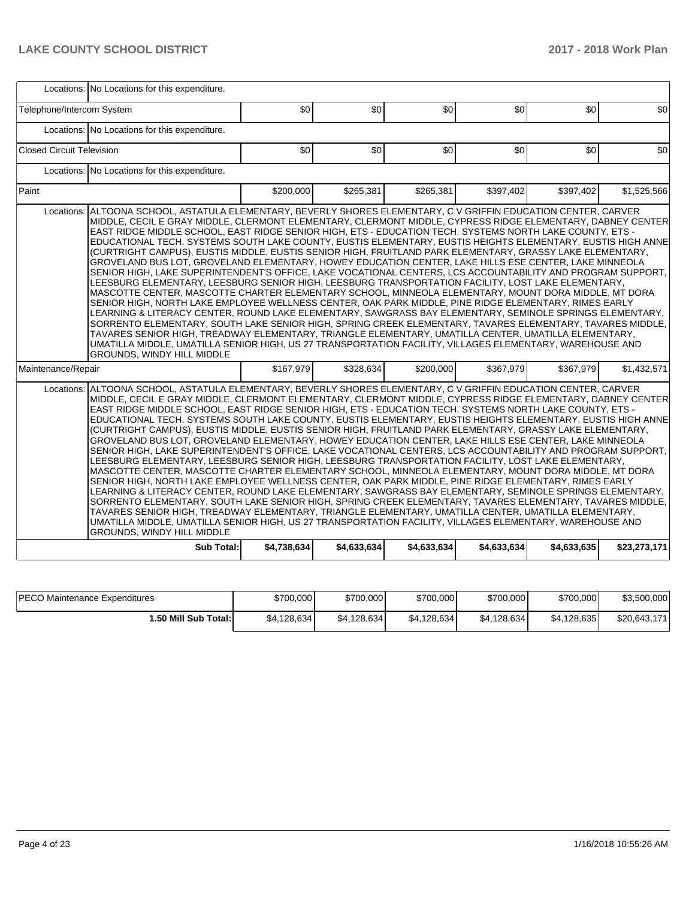| | | | | | | | |
|---|---|---|---|---|---|---|---|
| Locations: | No Locations for this expenditure. | | | | | | |
| Telephone/Intercom System | | $0 | $0 | $0 | $0 | $0 | $0 |
| Locations: | No Locations for this expenditure. | | | | | | |
| Closed Circuit Television | | $0 | $0 | $0 | $0 | $0 | $0 |
| Locations: | No Locations for this expenditure. | | | | | | |
| Paint | | $200,000 | $265,381 | $265,381 | $397,402 | $397,402 | $1,525,566 |
| Locations: | ALTOONA SCHOOL, ASTATULA ELEMENTARY, BEVERLY SHORES ELEMENTARY, C V GRIFFIN EDUCATION CENTER, CARVER MIDDLE, CECIL E GRAY MIDDLE, CLERMONT ELEMENTARY, CLERMONT MIDDLE, CYPRESS RIDGE ELEMENTARY, DABNEY CENTER EAST RIDGE MIDDLE SCHOOL, EAST RIDGE SENIOR HIGH, ETS - EDUCATION TECH. SYSTEMS NORTH LAKE COUNTY, ETS - EDUCATIONAL TECH. SYSTEMS SOUTH LAKE COUNTY, EUSTIS ELEMENTARY, EUSTIS HEIGHTS ELEMENTARY, EUSTIS HIGH ANNE (CURTRIGHT CAMPUS), EUSTIS MIDDLE, EUSTIS SENIOR HIGH, FRUITLAND PARK ELEMENTARY, GRASSY LAKE ELEMENTARY, GROVELAND BUS LOT, GROVELAND ELEMENTARY, HOWEY EDUCATION CENTER, LAKE HILLS ESE CENTER, LAKE MINNEOLA SENIOR HIGH, LAKE SUPERINTENDENT'S OFFICE, LAKE VOCATIONAL CENTERS, LCS ACCOUNTABILITY AND PROGRAM SUPPORT, LEESBURG ELEMENTARY, LEESBURG SENIOR HIGH, LEESBURG TRANSPORTATION FACILITY, LOST LAKE ELEMENTARY, MASCOTTE CENTER, MASCOTTE CHARTER ELEMENTARY SCHOOL, MINNEOLA ELEMENTARY, MOUNT DORA MIDDLE, MT DORA SENIOR HIGH, NORTH LAKE EMPLOYEE WELLNESS CENTER, OAK PARK MIDDLE, PINE RIDGE ELEMENTARY, RIMES EARLY LEARNING & LITERACY CENTER, ROUND LAKE ELEMENTARY, SAWGRASS BAY ELEMENTARY, SEMINOLE SPRINGS ELEMENTARY, SORRENTO ELEMENTARY, SOUTH LAKE SENIOR HIGH, SPRING CREEK ELEMENTARY, TAVARES ELEMENTARY, TAVARES MIDDLE, TAVARES SENIOR HIGH, TREADWAY ELEMENTARY, TRIANGLE ELEMENTARY, UMATILLA CENTER, UMATILLA ELEMENTARY, UMATILLA MIDDLE, UMATILLA SENIOR HIGH, US 27 TRANSPORTATION FACILITY, VILLAGES ELEMENTARY, WAREHOUSE AND GROUNDS, WINDY HILL MIDDLE | | | | | | |
| Maintenance/Repair | | $167,979 | $328,634 | $200,000 | $367,979 | $367,979 | $1,432,571 |
| Locations: | ALTOONA SCHOOL, ASTATULA ELEMENTARY, BEVERLY SHORES ELEMENTARY, C V GRIFFIN EDUCATION CENTER, CARVER MIDDLE, CECIL E GRAY MIDDLE, CLERMONT ELEMENTARY, CLERMONT MIDDLE, CYPRESS RIDGE ELEMENTARY, DABNEY CENTER EAST RIDGE MIDDLE SCHOOL, EAST RIDGE SENIOR HIGH, ETS - EDUCATION TECH. SYSTEMS NORTH LAKE COUNTY, ETS - EDUCATIONAL TECH. SYSTEMS SOUTH LAKE COUNTY, EUSTIS ELEMENTARY, EUSTIS HEIGHTS ELEMENTARY, EUSTIS HIGH ANNE (CURTRIGHT CAMPUS), EUSTIS MIDDLE, EUSTIS SENIOR HIGH, FRUITLAND PARK ELEMENTARY, GRASSY LAKE ELEMENTARY, GROVELAND BUS LOT, GROVELAND ELEMENTARY, HOWEY EDUCATION CENTER, LAKE HILLS ESE CENTER, LAKE MINNEOLA SENIOR HIGH, LAKE SUPERINTENDENT'S OFFICE, LAKE VOCATIONAL CENTERS, LCS ACCOUNTABILITY AND PROGRAM SUPPORT, LEESBURG ELEMENTARY, LEESBURG SENIOR HIGH, LEESBURG TRANSPORTATION FACILITY, LOST LAKE ELEMENTARY, MASCOTTE CENTER, MASCOTTE CHARTER ELEMENTARY SCHOOL, MINNEOLA ELEMENTARY, MOUNT DORA MIDDLE, MT DORA SENIOR HIGH, NORTH LAKE EMPLOYEE WELLNESS CENTER, OAK PARK MIDDLE, PINE RIDGE ELEMENTARY, RIMES EARLY LEARNING & LITERACY CENTER, ROUND LAKE ELEMENTARY, SAWGRASS BAY ELEMENTARY, SEMINOLE SPRINGS ELEMENTARY, SORRENTO ELEMENTARY, SOUTH LAKE SENIOR HIGH, SPRING CREEK ELEMENTARY, TAVARES ELEMENTARY, TAVARES MIDDLE, TAVARES SENIOR HIGH, TREADWAY ELEMENTARY, TRIANGLE ELEMENTARY, UMATILLA CENTER, UMATILLA ELEMENTARY, UMATILLA MIDDLE, UMATILLA SENIOR HIGH, US 27 TRANSPORTATION FACILITY, VILLAGES ELEMENTARY, WAREHOUSE AND GROUNDS, WINDY HILL MIDDLE | | | | | | |
| | **Sub Total:** | **$4,738,634** | **$4,633,634** | **$4,633,634** | **$4,633,634** | **$4,633,635** | **$23,273,171** |

| | | | | | | |
|---|---|---|---|---|---|---|
| PECO Maintenance Expenditures | $700,000 | $700,000 | $700,000 | $700,000 | $700,000 | $3,500,000 |
| **1.50 Mill Sub Total:** | $4,128,634 | $4,128,634 | $4,128,634 | $4,128,634 | $4,128,635 | $20,643,171 |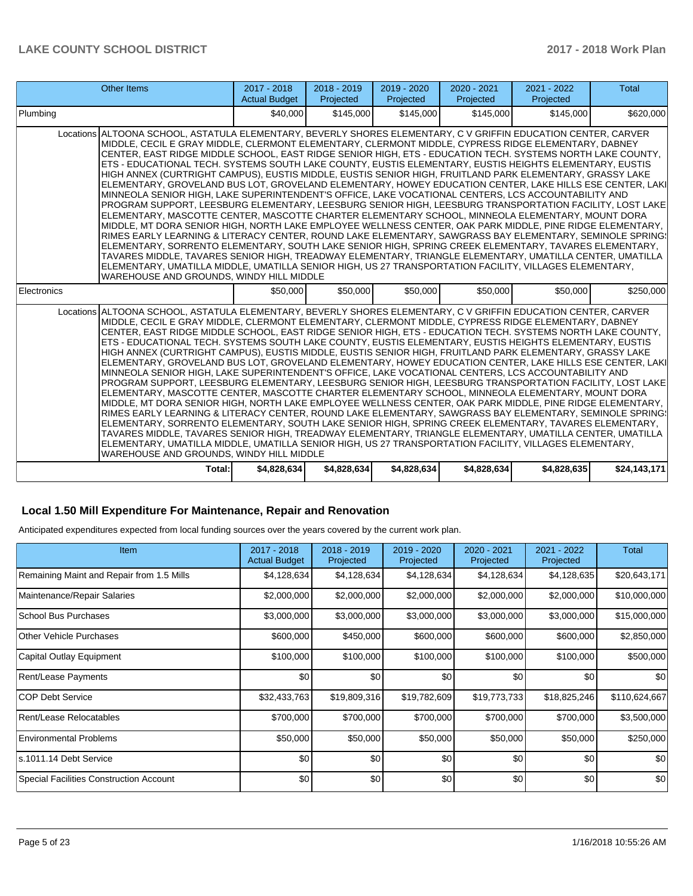| Other Items | | 2017 - 2018 Actual Budget | 2018 - 2019 Projected | 2019 - 2020 Projected | 2020 - 2021 Projected | 2021 - 2022 Projected | Total |
|---|---|---|---|---|---|---|---|
| Plumbing | | $40,000 | $145,000 | $145,000 | $145,000 | $145,000 | $620,000 |
| | Locations | ALTOONA SCHOOL, ASTATULA ELEMENTARY, BEVERLY SHORES ELEMENTARY, C V GRIFFIN EDUCATION CENTER, CARVER MIDDLE, CECIL E GRAY MIDDLE, CLERMONT ELEMENTARY, CLERMONT MIDDLE, CYPRESS RIDGE ELEMENTARY, DABNEY CENTER, EAST RIDGE MIDDLE SCHOOL, EAST RIDGE SENIOR HIGH, ETS - EDUCATION TECH. SYSTEMS NORTH LAKE COUNTY, ETS - EDUCATIONAL TECH. SYSTEMS SOUTH LAKE COUNTY, EUSTIS ELEMENTARY, EUSTIS HEIGHTS ELEMENTARY, EUSTIS HIGH ANNEX (CURTRIGHT CAMPUS), EUSTIS MIDDLE, EUSTIS SENIOR HIGH, FRUITLAND PARK ELEMENTARY, GRASSY LAKE ELEMENTARY, GROVELAND BUS LOT, GROVELAND ELEMENTARY, HOWEY EDUCATION CENTER, LAKE HILLS ESE CENTER, LAKE MINNEOLA SENIOR HIGH, LAKE SUPERINTENDENT'S OFFICE, LAKE VOCATIONAL CENTERS, LCS ACCOUNTABILITY AND PROGRAM SUPPORT, LEESBURG ELEMENTARY, LEESBURG SENIOR HIGH, LEESBURG TRANSPORTATION FACILITY, LOST LAKE ELEMENTARY, MASCOTTE CENTER, MASCOTTE CHARTER ELEMENTARY SCHOOL, MINNEOLA ELEMENTARY, MOUNT DORA MIDDLE, MT DORA SENIOR HIGH, NORTH LAKE EMPLOYEE WELLNESS CENTER, OAK PARK MIDDLE, PINE RIDGE ELEMENTARY, RIMES EARLY LEARNING & LITERACY CENTER, ROUND LAKE ELEMENTARY, SAWGRASS BAY ELEMENTARY, SEMINOLE SPRINGS ELEMENTARY, SORRENTO ELEMENTARY, SOUTH LAKE SENIOR HIGH, SPRING CREEK ELEMENTARY, TAVARES ELEMENTARY, TAVARES MIDDLE, TAVARES SENIOR HIGH, TREADWAY ELEMENTARY, TRIANGLE ELEMENTARY, UMATILLA CENTER, UMATILLA ELEMENTARY, UMATILLA MIDDLE, UMATILLA SENIOR HIGH, US 27 TRANSPORTATION FACILITY, VILLAGES ELEMENTARY, WAREHOUSE AND GROUNDS, WINDY HILL MIDDLE | | | | | |
| Electronics | | $50,000 | $50,000 | $50,000 | $50,000 | $50,000 | $250,000 |
| | Locations | ALTOONA SCHOOL, ASTATULA ELEMENTARY, BEVERLY SHORES ELEMENTARY, C V GRIFFIN EDUCATION CENTER, CARVER MIDDLE, CECIL E GRAY MIDDLE, CLERMONT ELEMENTARY, CLERMONT MIDDLE, CYPRESS RIDGE ELEMENTARY, DABNEY CENTER, EAST RIDGE MIDDLE SCHOOL, EAST RIDGE SENIOR HIGH, ETS - EDUCATION TECH. SYSTEMS NORTH LAKE COUNTY, ETS - EDUCATIONAL TECH. SYSTEMS SOUTH LAKE COUNTY, EUSTIS ELEMENTARY, EUSTIS HEIGHTS ELEMENTARY, EUSTIS HIGH ANNEX (CURTRIGHT CAMPUS), EUSTIS MIDDLE, EUSTIS SENIOR HIGH, FRUITLAND PARK ELEMENTARY, GRASSY LAKE ELEMENTARY, GROVELAND BUS LOT, GROVELAND ELEMENTARY, HOWEY EDUCATION CENTER, LAKE HILLS ESE CENTER, LAKE MINNEOLA SENIOR HIGH, LAKE SUPERINTENDENT'S OFFICE, LAKE VOCATIONAL CENTERS, LCS ACCOUNTABILITY AND PROGRAM SUPPORT, LEESBURG ELEMENTARY, LEESBURG SENIOR HIGH, LEESBURG TRANSPORTATION FACILITY, LOST LAKE ELEMENTARY, MASCOTTE CENTER, MASCOTTE CHARTER ELEMENTARY SCHOOL, MINNEOLA ELEMENTARY, MOUNT DORA MIDDLE, MT DORA SENIOR HIGH, NORTH LAKE EMPLOYEE WELLNESS CENTER, OAK PARK MIDDLE, PINE RIDGE ELEMENTARY, RIMES EARLY LEARNING & LITERACY CENTER, ROUND LAKE ELEMENTARY, SAWGRASS BAY ELEMENTARY, SEMINOLE SPRINGS ELEMENTARY, SORRENTO ELEMENTARY, SOUTH LAKE SENIOR HIGH, SPRING CREEK ELEMENTARY, TAVARES ELEMENTARY, TAVARES MIDDLE, TAVARES SENIOR HIGH, TREADWAY ELEMENTARY, TRIANGLE ELEMENTARY, UMATILLA CENTER, UMATILLA ELEMENTARY, UMATILLA MIDDLE, UMATILLA SENIOR HIGH, US 27 TRANSPORTATION FACILITY, VILLAGES ELEMENTARY, WAREHOUSE AND GROUNDS, WINDY HILL MIDDLE | | | | | |
| | **Total:** | **$4,828,634** | **$4,828,634** | **$4,828,634** | **$4,828,634** | **$4,828,635** | **$24,143,171** |

## Local 1.50 Mill Expenditure For Maintenance, Repair and Renovation

Anticipated expenditures expected from local funding sources over the years covered by the current work plan.

| Item | 2017 - 2018 Actual Budget | 2018 - 2019 Projected | 2019 - 2020 Projected | 2020 - 2021 Projected | 2021 - 2022 Projected | Total |
|---|---|---|---|---|---|---|
| Remaining Maint and Repair from 1.5 Mills | $4,128,634 | $4,128,634 | $4,128,634 | $4,128,634 | $4,128,635 | $20,643,171 |
| Maintenance/Repair Salaries | $2,000,000 | $2,000,000 | $2,000,000 | $2,000,000 | $2,000,000 | $10,000,000 |
| School Bus Purchases | $3,000,000 | $3,000,000 | $3,000,000 | $3,000,000 | $3,000,000 | $15,000,000 |
| Other Vehicle Purchases | $600,000 | $450,000 | $600,000 | $600,000 | $600,000 | $2,850,000 |
| Capital Outlay Equipment | $100,000 | $100,000 | $100,000 | $100,000 | $100,000 | $500,000 |
| Rent/Lease Payments | $0 | $0 | $0 | $0 | $0 | $0 |
| COP Debt Service | $32,433,763 | $19,809,316 | $19,782,609 | $19,773,733 | $18,825,246 | $110,624,667 |
| Rent/Lease Relocatables | $700,000 | $700,000 | $700,000 | $700,000 | $700,000 | $3,500,000 |
| Environmental Problems | $50,000 | $50,000 | $50,000 | $50,000 | $50,000 | $250,000 |
| s.1011.14 Debt Service | $0 | $0 | $0 | $0 | $0 | $0 |
| Special Facilities Construction Account | $0 | $0 | $0 | $0 | $0 | $0 |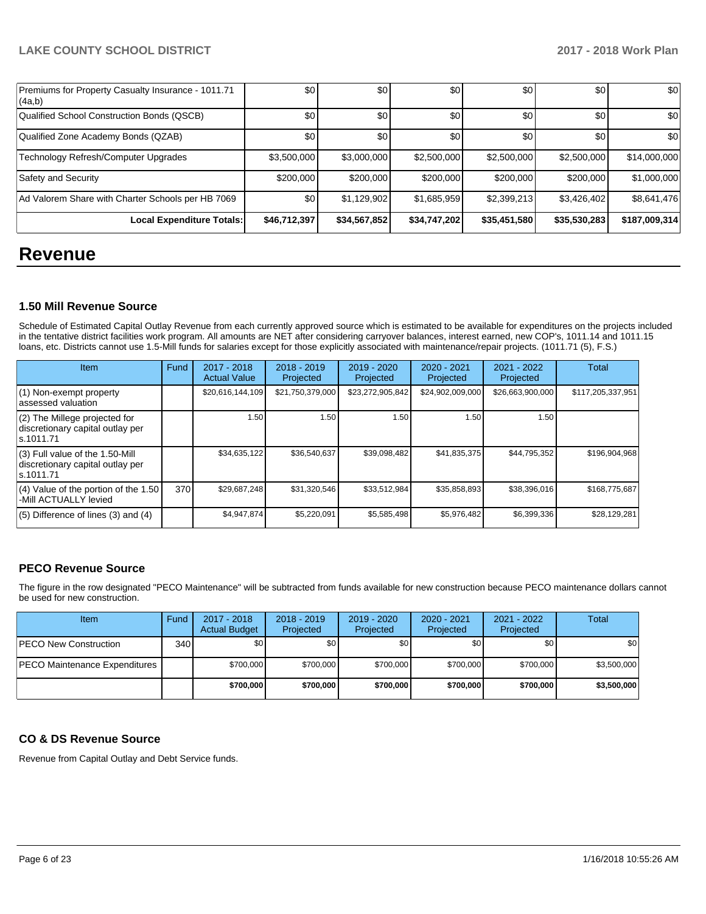| Premiums for Property Casualty Insurance - 1011.71 (4a,b) | $0 | $0 | $0 | $0 | $0 | $0 |
|---|---|---|---|---|---|---|
| Qualified School Construction Bonds (QSCB) | $0 | $0 | $0 | $0 | $0 | $0 |
| Qualified Zone Academy Bonds (QZAB) | $0 | $0 | $0 | $0 | $0 | $0 |
| Technology Refresh/Computer Upgrades | $3,500,000 | $3,000,000 | $2,500,000 | $2,500,000 | $2,500,000 | $14,000,000 |
| Safety and Security | $200,000 | $200,000 | $200,000 | $200,000 | $200,000 | $1,000,000 |
| Ad Valorem Share with Charter Schools per HB 7069 | $0 | $1,129,902 | $1,685,959 | $2,399,213 | $3,426,402 | $8,641,476 |
| **Local Expenditure Totals:** | **$46,712,397** | **$34,567,852** | **$34,747,202** | **$35,451,580** | **$35,530,283** | **$187,009,314** |

# Revenue

### 1.50 Mill Revenue Source

Schedule of Estimated Capital Outlay Revenue from each currently approved source which is estimated to be available for expenditures on the projects included in the tentative district facilities work program. All amounts are NET after considering carryover balances, interest earned, new COP's, 1011.14 and 1011.15 loans, etc. Districts cannot use 1.5-Mill funds for salaries except for those explicitly associated with maintenance/repair projects. (1011.71 (5), F.S.)

| Item | Fund | 2017 - 2018 Actual Value | 2018 - 2019 Projected | 2019 - 2020 Projected | 2020 - 2021 Projected | 2021 - 2022 Projected | Total |
|---|---|---|---|---|---|---|---|
| (1) Non-exempt property assessed valuation | | $20,616,144,109 | $21,750,379,000 | $23,272,905,842 | $24,902,009,000 | $26,663,900,000 | $117,205,337,951 |
| (2) The Millege projected for discretionary capital outlay per s.1011.71 | | 1.50 | 1.50 | 1.50 | 1.50 | 1.50 | |
| (3) Full value of the 1.50-Mill discretionary capital outlay per s.1011.71 | | $34,635,122 | $36,540,637 | $39,098,482 | $41,835,375 | $44,795,352 | $196,904,968 |
| (4) Value of the portion of the 1.50 -Mill ACTUALLY levied | 370 | $29,687,248 | $31,320,546 | $33,512,984 | $35,858,893 | $38,396,016 | $168,775,687 |
| (5) Difference of lines (3) and (4) | | $4,947,874 | $5,220,091 | $5,585,498 | $5,976,482 | $6,399,336 | $28,129,281 |

### PECO Revenue Source

The figure in the row designated "PECO Maintenance" will be subtracted from funds available for new construction because PECO maintenance dollars cannot be used for new construction.

| Item | Fund | 2017 - 2018 Actual Budget | 2018 - 2019 Projected | 2019 - 2020 Projected | 2020 - 2021 Projected | 2021 - 2022 Projected | Total |
|---|---|---|---|---|---|---|---|
| PECO New Construction | 340 | $0 | $0 | $0 | $0 | $0 | $0 |
| PECO Maintenance Expenditures | | $700,000 | $700,000 | $700,000 | $700,000 | $700,000 | $3,500,000 |
| | | **$700,000** | **$700,000** | **$700,000** | **$700,000** | **$700,000** | **$3,500,000** |

### CO & DS Revenue Source

Revenue from Capital Outlay and Debt Service funds.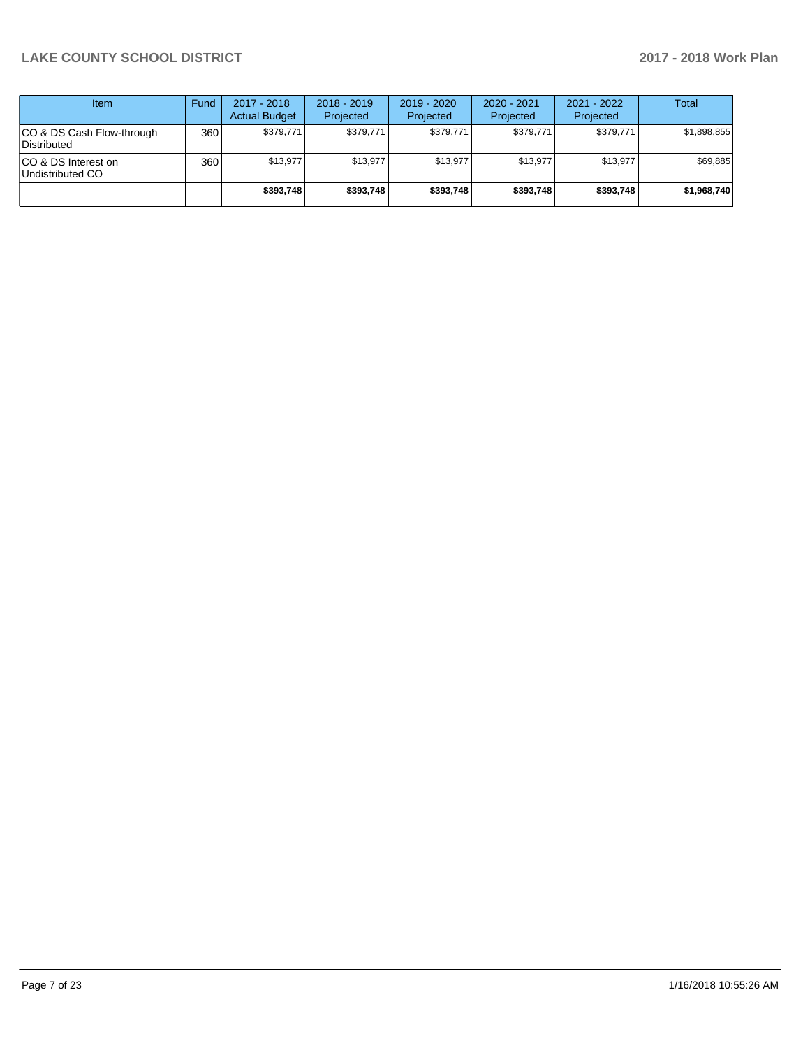| Item | Fund | 2017 - 2018 Actual Budget | 2018 - 2019 Projected | 2019 - 2020 Projected | 2020 - 2021 Projected | 2021 - 2022 Projected | Total |
|---|---|---|---|---|---|---|---|
| CO & DS Cash Flow-through Distributed | 360 | $379,771 | $379,771 | $379,771 | $379,771 | $379,771 | $1,898,855 |
| CO & DS Interest on Undistributed CO | 360 | $13,977 | $13,977 | $13,977 | $13,977 | $13,977 | $69,885 |
| | | **$393,748** | **$393,748** | **$393,748** | **$393,748** | **$393,748** | **$1,968,740** |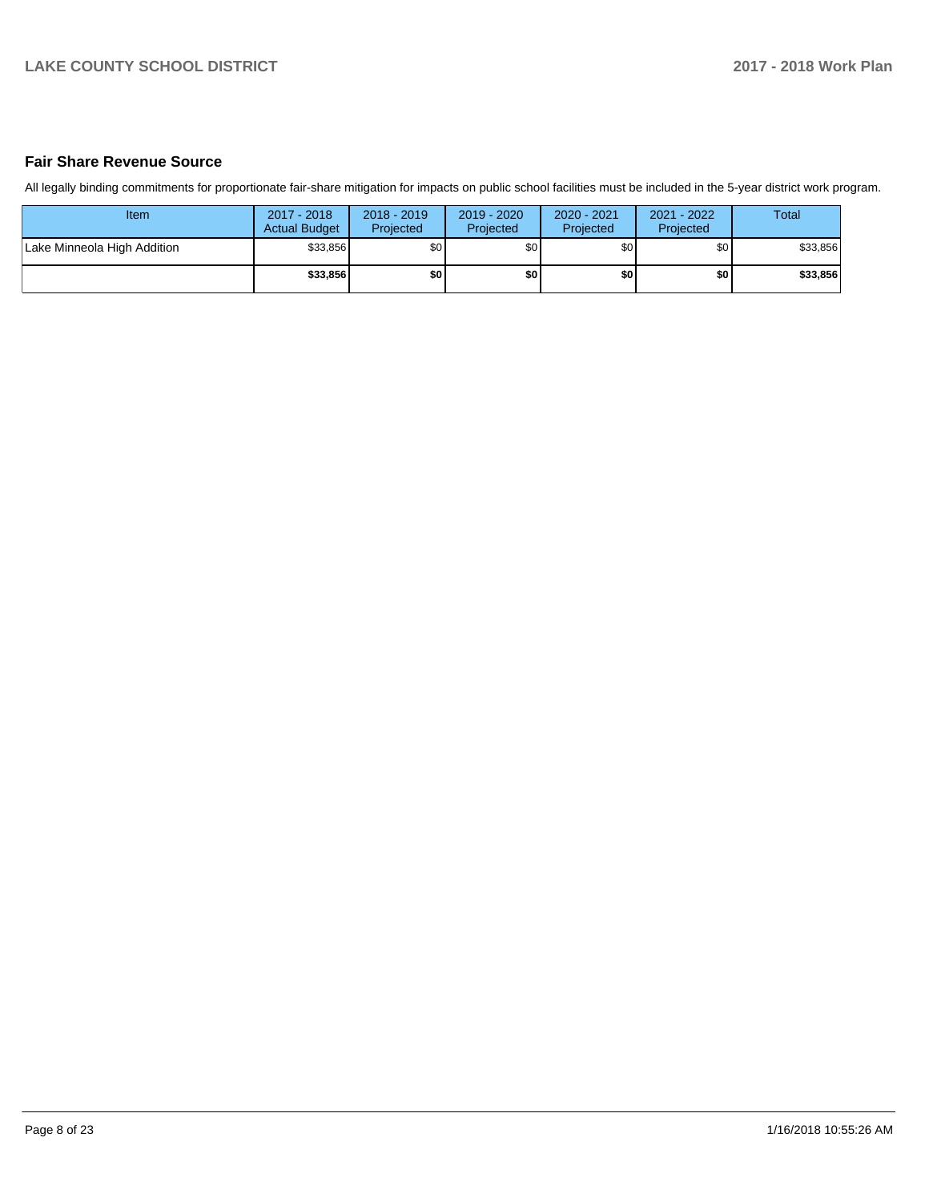## Fair Share Revenue Source

All legally binding commitments for proportionate fair-share mitigation for impacts on public school facilities must be included in the 5-year district work program.

| Item | 2017 - 2018 Actual Budget | 2018 - 2019 Projected | 2019 - 2020 Projected | 2020 - 2021 Projected | 2021 - 2022 Projected | Total |
|---|---|---|---|---|---|---|
| Lake Minneola High Addition | $33,856 | $0 | $0 | $0 | $0 | $33,856 |
| | **$33,856** | **$0** | **$0** | **$0** | **$0** | **$33,856** |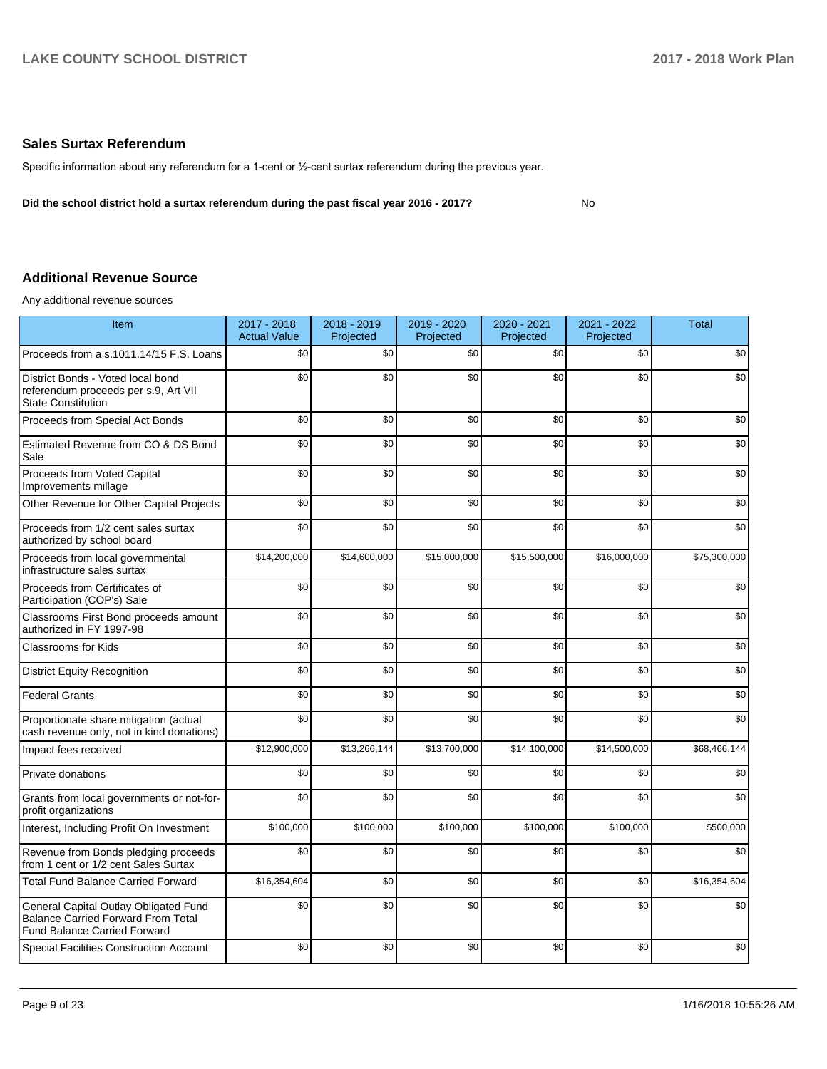## Sales Surtax Referendum

Specific information about any referendum for a 1-cent or ½-cent surtax referendum during the previous year.

**Did the school district hold a surtax referendum during the past fiscal year 2016 - 2017?** No

## Additional Revenue Source

Any additional revenue sources

| Item | 2017 - 2018 Actual Value | 2018 - 2019 Projected | 2019 - 2020 Projected | 2020 - 2021 Projected | 2021 - 2022 Projected | Total |
|---|---|---|---|---|---|---|
| Proceeds from a s.1011.14/15 F.S. Loans | $0 | $0 | $0 | $0 | $0 | $0 |
| District Bonds - Voted local bond referendum proceeds per s.9, Art VII State Constitution | $0 | $0 | $0 | $0 | $0 | $0 |
| Proceeds from Special Act Bonds | $0 | $0 | $0 | $0 | $0 | $0 |
| Estimated Revenue from CO & DS Bond Sale | $0 | $0 | $0 | $0 | $0 | $0 |
| Proceeds from Voted Capital Improvements millage | $0 | $0 | $0 | $0 | $0 | $0 |
| Other Revenue for Other Capital Projects | $0 | $0 | $0 | $0 | $0 | $0 |
| Proceeds from 1/2 cent sales surtax authorized by school board | $0 | $0 | $0 | $0 | $0 | $0 |
| Proceeds from local governmental infrastructure sales surtax | $14,200,000 | $14,600,000 | $15,000,000 | $15,500,000 | $16,000,000 | $75,300,000 |
| Proceeds from Certificates of Participation (COP's) Sale | $0 | $0 | $0 | $0 | $0 | $0 |
| Classrooms First Bond proceeds amount authorized in FY 1997-98 | $0 | $0 | $0 | $0 | $0 | $0 |
| Classrooms for Kids | $0 | $0 | $0 | $0 | $0 | $0 |
| District Equity Recognition | $0 | $0 | $0 | $0 | $0 | $0 |
| Federal Grants | $0 | $0 | $0 | $0 | $0 | $0 |
| Proportionate share mitigation (actual cash revenue only, not in kind donations) | $0 | $0 | $0 | $0 | $0 | $0 |
| Impact fees received | $12,900,000 | $13,266,144 | $13,700,000 | $14,100,000 | $14,500,000 | $68,466,144 |
| Private donations | $0 | $0 | $0 | $0 | $0 | $0 |
| Grants from local governments or not-for-profit organizations | $0 | $0 | $0 | $0 | $0 | $0 |
| Interest, Including Profit On Investment | $100,000 | $100,000 | $100,000 | $100,000 | $100,000 | $500,000 |
| Revenue from Bonds pledging proceeds from 1 cent or 1/2 cent Sales Surtax | $0 | $0 | $0 | $0 | $0 | $0 |
| Total Fund Balance Carried Forward | $16,354,604 | $0 | $0 | $0 | $0 | $16,354,604 |
| General Capital Outlay Obligated Fund Balance Carried Forward From Total Fund Balance Carried Forward | $0 | $0 | $0 | $0 | $0 | $0 |
| Special Facilities Construction Account | $0 | $0 | $0 | $0 | $0 | $0 |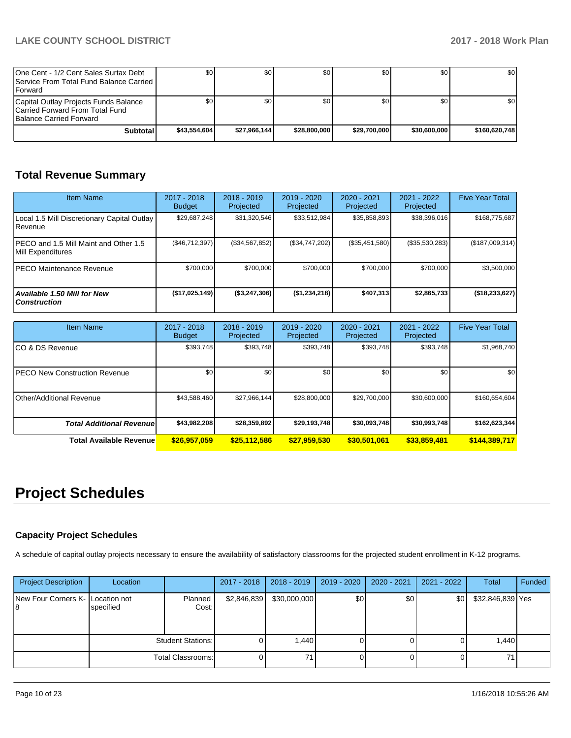| | | | | | | |
|---|---|---|---|---|---|---|
| One Cent - 1/2 Cent Sales Surtax Debt Service From Total Fund Balance Carried Forward | $0 | $0 | $0 | $0 | $0 | $0 |
| Capital Outlay Projects Funds Balance Carried Forward From Total Fund Balance Carried Forward | $0 | $0 | $0 | $0 | $0 | $0 |
| **Subtotal** | **$43,554,604** | **$27,966,144** | **$28,800,000** | **$29,700,000** | **$30,600,000** | **$160,620,748** |

## Total Revenue Summary

| Item Name | 2017 - 2018 Budget | 2018 - 2019 Projected | 2019 - 2020 Projected | 2020 - 2021 Projected | 2021 - 2022 Projected | Five Year Total |
|---|---|---|---|---|---|---|
| Local 1.5 Mill Discretionary Capital Outlay Revenue | $29,687,248 | $31,320,546 | $33,512,984 | $35,858,893 | $38,396,016 | $168,775,687 |
| PECO and 1.5 Mill Maint and Other 1.5 Mill Expenditures | ($46,712,397) | ($34,567,852) | ($34,747,202) | ($35,451,580) | ($35,530,283) | ($187,009,314) |
| PECO Maintenance Revenue | $700,000 | $700,000 | $700,000 | $700,000 | $700,000 | $3,500,000 |
| ***Available 1.50 Mill for New Construction*** | **($17,025,149)** | **($3,247,306)** | **($1,234,218)** | **$407,313** | **$2,865,733** | **($18,233,627)** |

| Item Name | 2017 - 2018 Budget | 2018 - 2019 Projected | 2019 - 2020 Projected | 2020 - 2021 Projected | 2021 - 2022 Projected | Five Year Total |
|---|---|---|---|---|---|---|
| CO & DS Revenue | $393,748 | $393,748 | $393,748 | $393,748 | $393,748 | $1,968,740 |
| PECO New Construction Revenue | $0 | $0 | $0 | $0 | $0 | $0 |
| Other/Additional Revenue | $43,588,460 | $27,966,144 | $28,800,000 | $29,700,000 | $30,600,000 | $160,654,604 |
| ***Total Additional Revenue*** | **$43,982,208** | **$28,359,892** | **$29,193,748** | **$30,093,748** | **$30,993,748** | **$162,623,344** |
| **Total Available Revenue** | **$26,957,059** | **$25,112,586** | **$27,959,530** | **$30,501,061** | **$33,859,481** | **$144,389,717** |

# Project Schedules

### Capacity Project Schedules

A schedule of capital outlay projects necessary to ensure the availability of satisfactory classrooms for the projected student enrollment in K-12 programs.

| Project Description | Location | | 2017 - 2018 | 2018 - 2019 | 2019 - 2020 | 2020 - 2021 | 2021 - 2022 | Total | Funded |
|---|---|---|---|---|---|---|---|---|---|
| New Four Corners K-8 | Location not specified | Planned Cost: | $2,846,839 | $30,000,000 | $0 | $0 | $0 | $32,846,839 | Yes |
| | | Student Stations: | 0 | 1,440 | 0 | 0 | 0 | 1,440 | |
| | | Total Classrooms: | 0 | 71 | 0 | 0 | 0 | 71 | |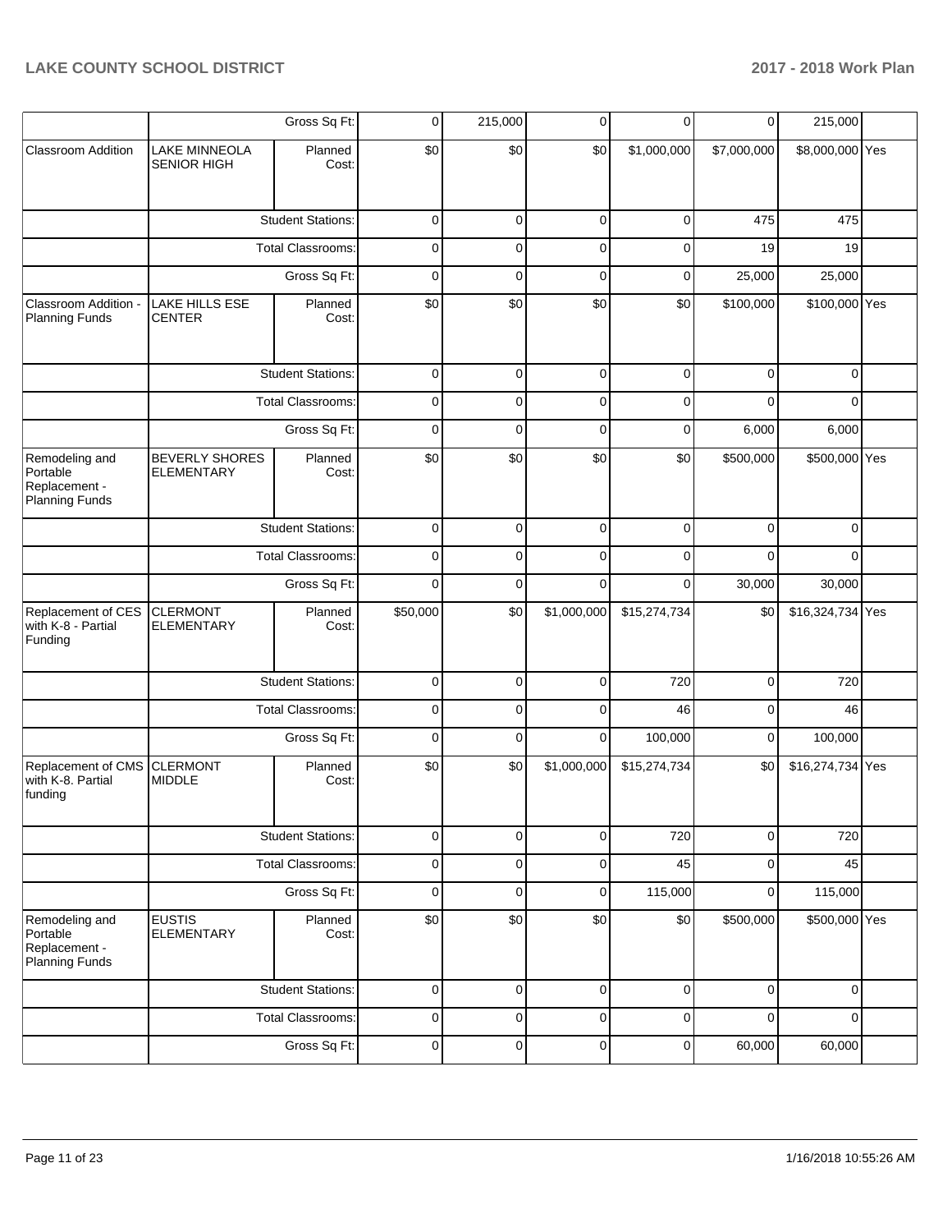| | | | | | | | | | |
|---|---|---|---|---|---|---|---|---|---|
| | | Gross Sq Ft: | 0 | 215,000 | 0 | 0 | 0 | 215,000 | |
| Classroom Addition | LAKE MINNEOLA SENIOR HIGH | Planned Cost: | $0 | $0 | $0 | $1,000,000 | $7,000,000 | $8,000,000 | Yes |
| | | Student Stations: | 0 | 0 | 0 | 0 | 475 | 475 | |
| | | Total Classrooms: | 0 | 0 | 0 | 0 | 19 | 19 | |
| | | Gross Sq Ft: | 0 | 0 | 0 | 0 | 25,000 | 25,000 | |
| Classroom Addition - Planning Funds | LAKE HILLS ESE CENTER | Planned Cost: | $0 | $0 | $0 | $0 | $100,000 | $100,000 | Yes |
| | | Student Stations: | 0 | 0 | 0 | 0 | 0 | 0 | |
| | | Total Classrooms: | 0 | 0 | 0 | 0 | 0 | 0 | |
| | | Gross Sq Ft: | 0 | 0 | 0 | 0 | 6,000 | 6,000 | |
| Remodeling and Portable Replacement - Planning Funds | BEVERLY SHORES ELEMENTARY | Planned Cost: | $0 | $0 | $0 | $0 | $500,000 | $500,000 | Yes |
| | | Student Stations: | 0 | 0 | 0 | 0 | 0 | 0 | |
| | | Total Classrooms: | 0 | 0 | 0 | 0 | 0 | 0 | |
| | | Gross Sq Ft: | 0 | 0 | 0 | 0 | 30,000 | 30,000 | |
| Replacement of CES with K-8 - Partial Funding | CLERMONT ELEMENTARY | Planned Cost: | $50,000 | $0 | $1,000,000 | $15,274,734 | $0 | $16,324,734 | Yes |
| | | Student Stations: | 0 | 0 | 0 | 720 | 0 | 720 | |
| | | Total Classrooms: | 0 | 0 | 0 | 46 | 0 | 46 | |
| | | Gross Sq Ft: | 0 | 0 | 0 | 100,000 | 0 | 100,000 | |
| Replacement of CMS with K-8. Partial funding | CLERMONT MIDDLE | Planned Cost: | $0 | $0 | $1,000,000 | $15,274,734 | $0 | $16,274,734 | Yes |
| | | Student Stations: | 0 | 0 | 0 | 720 | 0 | 720 | |
| | | Total Classrooms: | 0 | 0 | 0 | 45 | 0 | 45 | |
| | | Gross Sq Ft: | 0 | 0 | 0 | 115,000 | 0 | 115,000 | |
| Remodeling and Portable Replacement - Planning Funds | EUSTIS ELEMENTARY | Planned Cost: | $0 | $0 | $0 | $0 | $500,000 | $500,000 | Yes |
| | | Student Stations: | 0 | 0 | 0 | 0 | 0 | 0 | |
| | | Total Classrooms: | 0 | 0 | 0 | 0 | 0 | 0 | |
| | | Gross Sq Ft: | 0 | 0 | 0 | 0 | 60,000 | 60,000 | |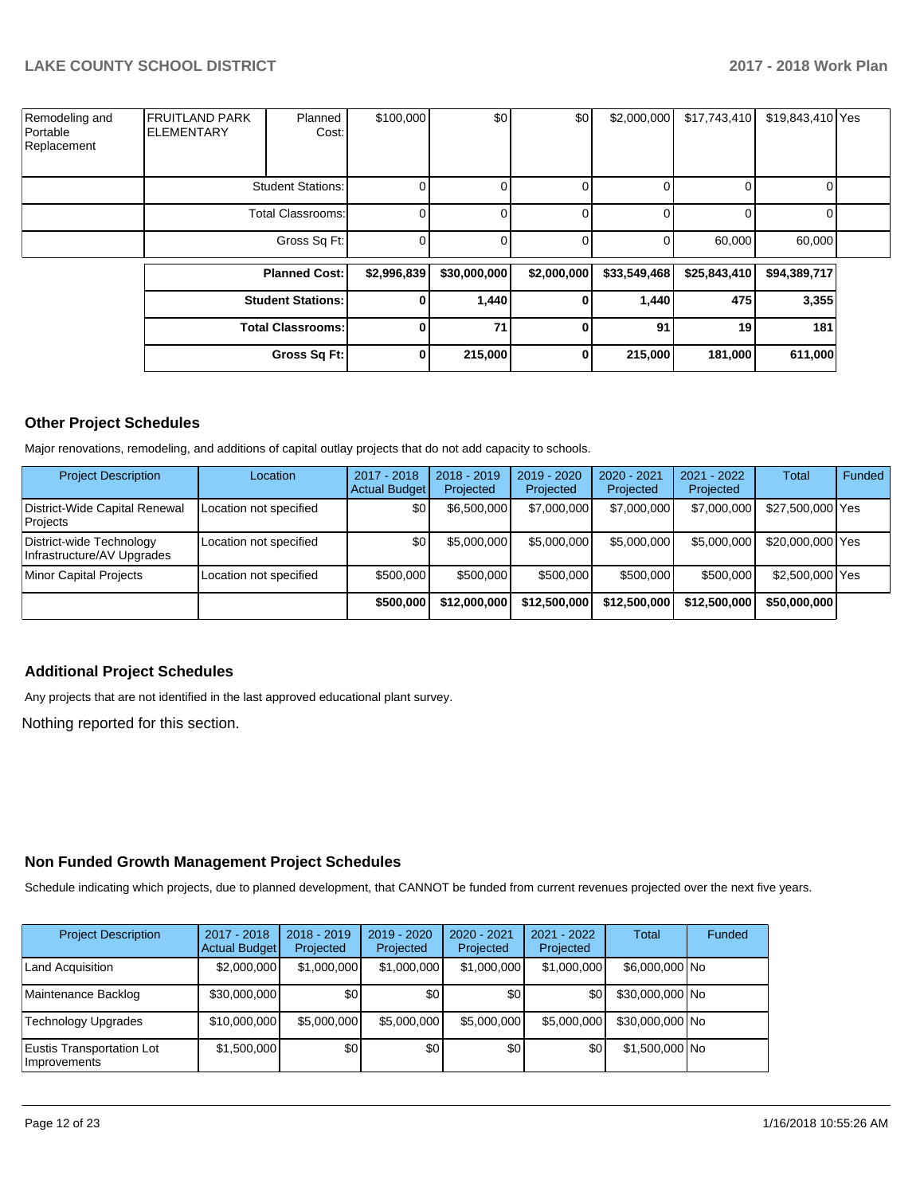| | | | | | | | | | |
|---|---|---|---|---|---|---|---|---|---|
| Remodeling and Portable Replacement | FRUITLAND PARK ELEMENTARY | Planned Cost: | $100,000 | $0 | $0 | $2,000,000 | $17,743,410 | $19,843,410 | Yes |
| | | Student Stations: | 0 | 0 | 0 | 0 | 0 | 0 | |
| | | Total Classrooms: | 0 | 0 | 0 | 0 | 0 | 0 | |
| | | Gross Sq Ft: | 0 | 0 | 0 | 0 | 60,000 | 60,000 | |

| | | | | | | |
|---|---|---|---|---|---|---|
| **Planned Cost:** | **$2,996,839** | **$30,000,000** | **$2,000,000** | **$33,549,468** | **$25,843,410** | **$94,389,717** |
| **Student Stations:** | **0** | **1,440** | **0** | **1,440** | **475** | **3,355** |
| **Total Classrooms:** | **0** | **71** | **0** | **91** | **19** | **181** |
| **Gross Sq Ft:** | **0** | **215,000** | **0** | **215,000** | **181,000** | **611,000** |

## Other Project Schedules

Major renovations, remodeling, and additions of capital outlay projects that do not add capacity to schools.

| Project Description | Location | 2017 - 2018 Actual Budget | 2018 - 2019 Projected | 2019 - 2020 Projected | 2020 - 2021 Projected | 2021 - 2022 Projected | Total | Funded |
|---|---|---|---|---|---|---|---|---|
| District-Wide Capital Renewal Projects | Location not specified | $0 | $6,500,000 | $7,000,000 | $7,000,000 | $7,000,000 | $27,500,000 | Yes |
| District-wide Technology Infrastructure/AV Upgrades | Location not specified | $0 | $5,000,000 | $5,000,000 | $5,000,000 | $5,000,000 | $20,000,000 | Yes |
| Minor Capital Projects | Location not specified | $500,000 | $500,000 | $500,000 | $500,000 | $500,000 | $2,500,000 | Yes |
| | | **$500,000** | **$12,000,000** | **$12,500,000** | **$12,500,000** | **$12,500,000** | **$50,000,000** | |

## Additional Project Schedules

Any projects that are not identified in the last approved educational plant survey.

Nothing reported for this section.

## Non Funded Growth Management Project Schedules

Schedule indicating which projects, due to planned development, that CANNOT be funded from current revenues projected over the next five years.

| Project Description | 2017 - 2018 Actual Budget | 2018 - 2019 Projected | 2019 - 2020 Projected | 2020 - 2021 Projected | 2021 - 2022 Projected | Total | Funded |
|---|---|---|---|---|---|---|---|
| Land Acquisition | $2,000,000 | $1,000,000 | $1,000,000 | $1,000,000 | $1,000,000 | $6,000,000 | No |
| Maintenance Backlog | $30,000,000 | $0 | $0 | $0 | $0 | $30,000,000 | No |
| Technology Upgrades | $10,000,000 | $5,000,000 | $5,000,000 | $5,000,000 | $5,000,000 | $30,000,000 | No |
| Eustis Transportation Lot Improvements | $1,500,000 | $0 | $0 | $0 | $0 | $1,500,000 | No |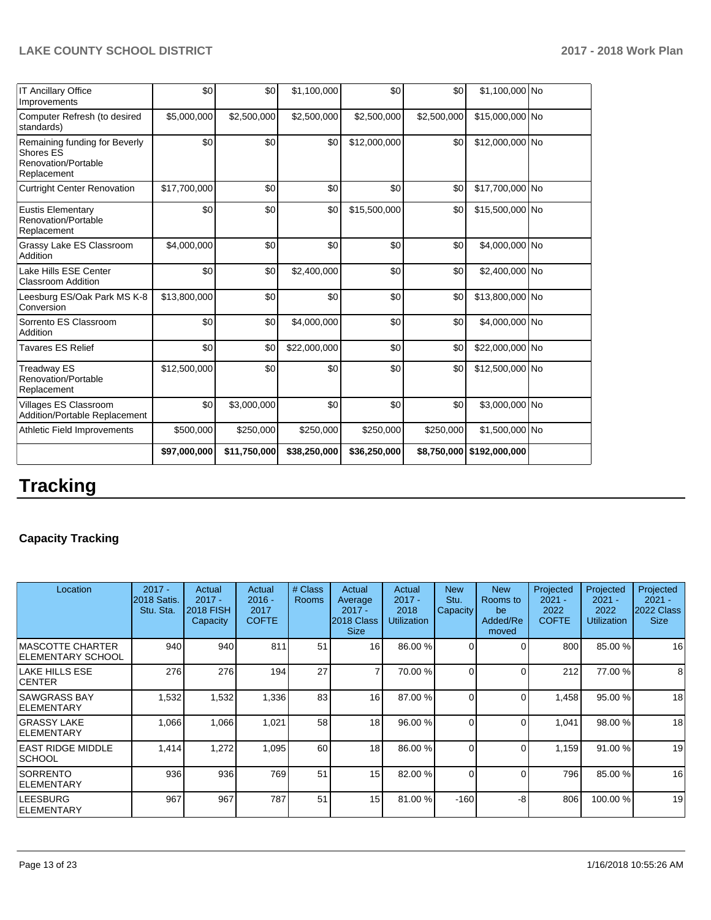| | | | | | | | |
|---|---|---|---|---|---|---|---|
| IT Ancillary Office Improvements | $0 | $0 | $1,100,000 | $0 | $0 | $1,100,000 | No |
| Computer Refresh (to desired standards) | $5,000,000 | $2,500,000 | $2,500,000 | $2,500,000 | $2,500,000 | $15,000,000 | No |
| Remaining funding for Beverly Shores ES Renovation/Portable Replacement | $0 | $0 | $0 | $12,000,000 | $0 | $12,000,000 | No |
| Curtright Center Renovation | $17,700,000 | $0 | $0 | $0 | $0 | $17,700,000 | No |
| Eustis Elementary Renovation/Portable Replacement | $0 | $0 | $0 | $15,500,000 | $0 | $15,500,000 | No |
| Grassy Lake ES Classroom Addition | $4,000,000 | $0 | $0 | $0 | $0 | $4,000,000 | No |
| Lake Hills ESE Center Classroom Addition | $0 | $0 | $2,400,000 | $0 | $0 | $2,400,000 | No |
| Leesburg ES/Oak Park MS K-8 Conversion | $13,800,000 | $0 | $0 | $0 | $0 | $13,800,000 | No |
| Sorrento ES Classroom Addition | $0 | $0 | $4,000,000 | $0 | $0 | $4,000,000 | No |
| Tavares ES Relief | $0 | $0 | $22,000,000 | $0 | $0 | $22,000,000 | No |
| Treadway ES Renovation/Portable Replacement | $12,500,000 | $0 | $0 | $0 | $0 | $12,500,000 | No |
| Villages ES Classroom Addition/Portable Replacement | $0 | $3,000,000 | $0 | $0 | $0 | $3,000,000 | No |
| Athletic Field Improvements | $500,000 | $250,000 | $250,000 | $250,000 | $250,000 | $1,500,000 | No |
| | **$97,000,000** | **$11,750,000** | **$38,250,000** | **$36,250,000** | **$8,750,000** | **$192,000,000** | |

# Tracking

### Capacity Tracking

| Location | 2017 - 2018 Satis. Stu. Sta. | Actual 2017 - 2018 FISH Capacity | Actual 2016 - 2017 COFTE | # Class Rooms | Actual Average 2017 - 2018 Class Size | Actual 2017 - 2018 Utilization | New Stu. Capacity | New Rooms to be Added/Removed | Projected 2021 - 2022 COFTE | Projected 2021 - 2022 Utilization | Projected 2021 - 2022 Class Size |
|---|---|---|---|---|---|---|---|---|---|---|---|
| MASCOTTE CHARTER ELEMENTARY SCHOOL | 940 | 940 | 811 | 51 | 16 | 86.00 % | 0 | 0 | 800 | 85.00 % | 16 |
| LAKE HILLS ESE CENTER | 276 | 276 | 194 | 27 | 7 | 70.00 % | 0 | 0 | 212 | 77.00 % | 8 |
| SAWGRASS BAY ELEMENTARY | 1,532 | 1,532 | 1,336 | 83 | 16 | 87.00 % | 0 | 0 | 1,458 | 95.00 % | 18 |
| GRASSY LAKE ELEMENTARY | 1,066 | 1,066 | 1,021 | 58 | 18 | 96.00 % | 0 | 0 | 1,041 | 98.00 % | 18 |
| EAST RIDGE MIDDLE SCHOOL | 1,414 | 1,272 | 1,095 | 60 | 18 | 86.00 % | 0 | 0 | 1,159 | 91.00 % | 19 |
| SORRENTO ELEMENTARY | 936 | 936 | 769 | 51 | 15 | 82.00 % | 0 | 0 | 796 | 85.00 % | 16 |
| LEESBURG ELEMENTARY | 967 | 967 | 787 | 51 | 15 | 81.00 % | -160 | -8 | 806 | 100.00 % | 19 |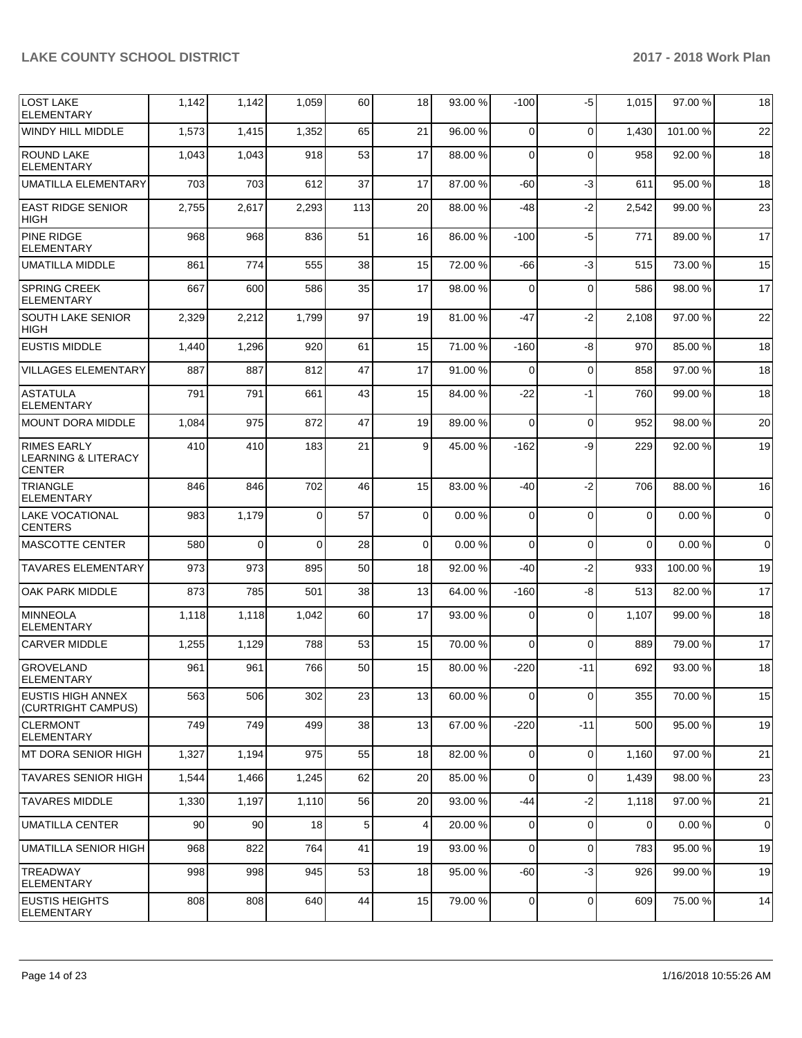| | | | | | | | | | | | |
|---|---|---|---|---|---|---|---|---|---|---|---|
| LOST LAKE ELEMENTARY | 1,142 | 1,142 | 1,059 | 60 | 18 | 93.00 % | -100 | -5 | 1,015 | 97.00 % | 18 |
| WINDY HILL MIDDLE | 1,573 | 1,415 | 1,352 | 65 | 21 | 96.00 % | 0 | 0 | 1,430 | 101.00 % | 22 |
| ROUND LAKE ELEMENTARY | 1,043 | 1,043 | 918 | 53 | 17 | 88.00 % | 0 | 0 | 958 | 92.00 % | 18 |
| UMATILLA ELEMENTARY | 703 | 703 | 612 | 37 | 17 | 87.00 % | -60 | -3 | 611 | 95.00 % | 18 |
| EAST RIDGE SENIOR HIGH | 2,755 | 2,617 | 2,293 | 113 | 20 | 88.00 % | -48 | -2 | 2,542 | 99.00 % | 23 |
| PINE RIDGE ELEMENTARY | 968 | 968 | 836 | 51 | 16 | 86.00 % | -100 | -5 | 771 | 89.00 % | 17 |
| UMATILLA MIDDLE | 861 | 774 | 555 | 38 | 15 | 72.00 % | -66 | -3 | 515 | 73.00 % | 15 |
| SPRING CREEK ELEMENTARY | 667 | 600 | 586 | 35 | 17 | 98.00 % | 0 | 0 | 586 | 98.00 % | 17 |
| SOUTH LAKE SENIOR HIGH | 2,329 | 2,212 | 1,799 | 97 | 19 | 81.00 % | -47 | -2 | 2,108 | 97.00 % | 22 |
| EUSTIS MIDDLE | 1,440 | 1,296 | 920 | 61 | 15 | 71.00 % | -160 | -8 | 970 | 85.00 % | 18 |
| VILLAGES ELEMENTARY | 887 | 887 | 812 | 47 | 17 | 91.00 % | 0 | 0 | 858 | 97.00 % | 18 |
| ASTATULA ELEMENTARY | 791 | 791 | 661 | 43 | 15 | 84.00 % | -22 | -1 | 760 | 99.00 % | 18 |
| MOUNT DORA MIDDLE | 1,084 | 975 | 872 | 47 | 19 | 89.00 % | 0 | 0 | 952 | 98.00 % | 20 |
| RIMES EARLY LEARNING & LITERACY CENTER | 410 | 410 | 183 | 21 | 9 | 45.00 % | -162 | -9 | 229 | 92.00 % | 19 |
| TRIANGLE ELEMENTARY | 846 | 846 | 702 | 46 | 15 | 83.00 % | -40 | -2 | 706 | 88.00 % | 16 |
| LAKE VOCATIONAL CENTERS | 983 | 1,179 | 0 | 57 | 0 | 0.00 % | 0 | 0 | 0 | 0.00 % | 0 |
| MASCOTTE CENTER | 580 | 0 | 0 | 28 | 0 | 0.00 % | 0 | 0 | 0 | 0.00 % | 0 |
| TAVARES ELEMENTARY | 973 | 973 | 895 | 50 | 18 | 92.00 % | -40 | -2 | 933 | 100.00 % | 19 |
| OAK PARK MIDDLE | 873 | 785 | 501 | 38 | 13 | 64.00 % | -160 | -8 | 513 | 82.00 % | 17 |
| MINNEOLA ELEMENTARY | 1,118 | 1,118 | 1,042 | 60 | 17 | 93.00 % | 0 | 0 | 1,107 | 99.00 % | 18 |
| CARVER MIDDLE | 1,255 | 1,129 | 788 | 53 | 15 | 70.00 % | 0 | 0 | 889 | 79.00 % | 17 |
| GROVELAND ELEMENTARY | 961 | 961 | 766 | 50 | 15 | 80.00 % | -220 | -11 | 692 | 93.00 % | 18 |
| EUSTIS HIGH ANNEX (CURTRIGHT CAMPUS) | 563 | 506 | 302 | 23 | 13 | 60.00 % | 0 | 0 | 355 | 70.00 % | 15 |
| CLERMONT ELEMENTARY | 749 | 749 | 499 | 38 | 13 | 67.00 % | -220 | -11 | 500 | 95.00 % | 19 |
| MT DORA SENIOR HIGH | 1,327 | 1,194 | 975 | 55 | 18 | 82.00 % | 0 | 0 | 1,160 | 97.00 % | 21 |
| TAVARES SENIOR HIGH | 1,544 | 1,466 | 1,245 | 62 | 20 | 85.00 % | 0 | 0 | 1,439 | 98.00 % | 23 |
| TAVARES MIDDLE | 1,330 | 1,197 | 1,110 | 56 | 20 | 93.00 % | -44 | -2 | 1,118 | 97.00 % | 21 |
| UMATILLA CENTER | 90 | 90 | 18 | 5 | 4 | 20.00 % | 0 | 0 | 0 | 0.00 % | 0 |
| UMATILLA SENIOR HIGH | 968 | 822 | 764 | 41 | 19 | 93.00 % | 0 | 0 | 783 | 95.00 % | 19 |
| TREADWAY ELEMENTARY | 998 | 998 | 945 | 53 | 18 | 95.00 % | -60 | -3 | 926 | 99.00 % | 19 |
| EUSTIS HEIGHTS ELEMENTARY | 808 | 808 | 640 | 44 | 15 | 79.00 % | 0 | 0 | 609 | 75.00 % | 14 |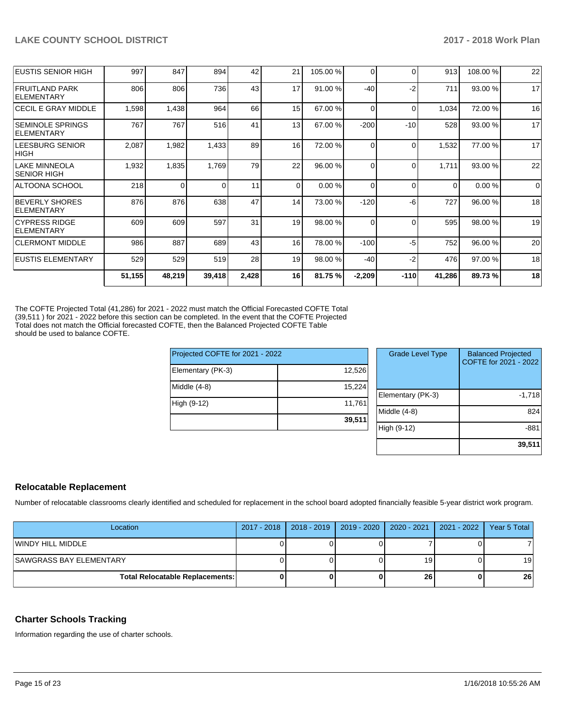| | | | | | | | | | | | |
|---|---|---|---|---|---|---|---|---|---|---|---|
| EUSTIS SENIOR HIGH | 997 | 847 | 894 | 42 | 21 | 105.00 % | 0 | 0 | 913 | 108.00 % | 22 |
| FRUITLAND PARK ELEMENTARY | 806 | 806 | 736 | 43 | 17 | 91.00 % | -40 | -2 | 711 | 93.00 % | 17 |
| CECIL E GRAY MIDDLE | 1,598 | 1,438 | 964 | 66 | 15 | 67.00 % | 0 | 0 | 1,034 | 72.00 % | 16 |
| SEMINOLE SPRINGS ELEMENTARY | 767 | 767 | 516 | 41 | 13 | 67.00 % | -200 | -10 | 528 | 93.00 % | 17 |
| LEESBURG SENIOR HIGH | 2,087 | 1,982 | 1,433 | 89 | 16 | 72.00 % | 0 | 0 | 1,532 | 77.00 % | 17 |
| LAKE MINNEOLA SENIOR HIGH | 1,932 | 1,835 | 1,769 | 79 | 22 | 96.00 % | 0 | 0 | 1,711 | 93.00 % | 22 |
| ALTOONA SCHOOL | 218 | 0 | 0 | 11 | 0 | 0.00 % | 0 | 0 | 0 | 0.00 % | 0 |
| BEVERLY SHORES ELEMENTARY | 876 | 876 | 638 | 47 | 14 | 73.00 % | -120 | -6 | 727 | 96.00 % | 18 |
| CYPRESS RIDGE ELEMENTARY | 609 | 609 | 597 | 31 | 19 | 98.00 % | 0 | 0 | 595 | 98.00 % | 19 |
| CLERMONT MIDDLE | 986 | 887 | 689 | 43 | 16 | 78.00 % | -100 | -5 | 752 | 96.00 % | 20 |
| EUSTIS ELEMENTARY | 529 | 529 | 519 | 28 | 19 | 98.00 % | -40 | -2 | 476 | 97.00 % | 18 |
| | **51,155** | **48,219** | **39,418** | **2,428** | **16** | **81.75 %** | **-2,209** | **-110** | **41,286** | **89.73 %** | **18** |

The COFTE Projected Total (41,286) for 2021 - 2022 must match the Official Forecasted COFTE Total (39,511 ) for 2021 - 2022 before this section can be completed. In the event that the COFTE Projected Total does not match the Official forecasted COFTE, then the Balanced Projected COFTE Table should be used to balance COFTE.

| Projected COFTE for 2021 - 2022 | |
|---|---|
| Elementary (PK-3) | 12,526 |
| Middle (4-8) | 15,224 |
| High (9-12) | 11,761 |
| | **39,511** |

| Grade Level Type | Balanced Projected COFTE for 2021 - 2022 |
|---|---|
| Elementary (PK-3) | -1,718 |
| Middle (4-8) | 824 |
| High (9-12) | -881 |
| | **39,511** |

## Relocatable Replacement

Number of relocatable classrooms clearly identified and scheduled for replacement in the school board adopted financially feasible 5-year district work program.

| Location | 2017 - 2018 | 2018 - 2019 | 2019 - 2020 | 2020 - 2021 | 2021 - 2022 | Year 5 Total |
|---|---|---|---|---|---|---|
| WINDY HILL MIDDLE | 0 | 0 | 0 | 7 | 0 | 7 |
| SAWGRASS BAY ELEMENTARY | 0 | 0 | 0 | 19 | 0 | 19 |
| **Total Relocatable Replacements:** | **0** | **0** | **0** | **26** | **0** | **26** |

## Charter Schools Tracking

Information regarding the use of charter schools.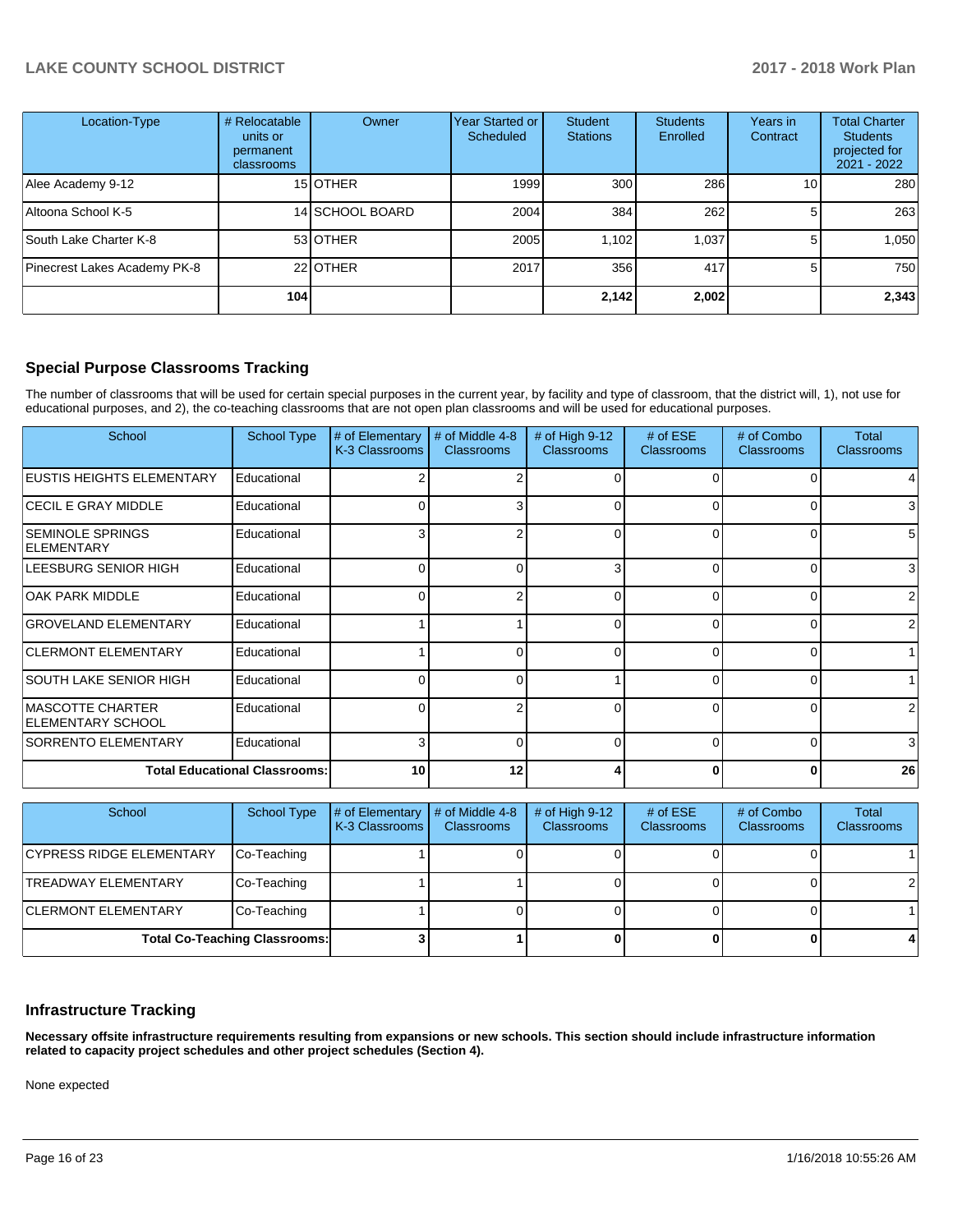| Location-Type | # Relocatable units or permanent classrooms | Owner | Year Started or Scheduled | Student Stations | Students Enrolled | Years in Contract | Total Charter Students projected for 2021 - 2022 |
|---|---|---|---|---|---|---|---|
| Alee Academy 9-12 | 15 | OTHER | 1999 | 300 | 286 | 10 | 280 |
| Altoona School K-5 | 14 | SCHOOL BOARD | 2004 | 384 | 262 | 5 | 263 |
| South Lake Charter K-8 | 53 | OTHER | 2005 | 1,102 | 1,037 | 5 | 1,050 |
| Pinecrest Lakes Academy PK-8 | 22 | OTHER | 2017 | 356 | 417 | 5 | 750 |
| | 104 | | | 2,142 | 2,002 | | 2,343 |

## Special Purpose Classrooms Tracking

The number of classrooms that will be used for certain special purposes in the current year, by facility and type of classroom, that the district will, 1), not use for educational purposes, and 2), the co-teaching classrooms that are not open plan classrooms and will be used for educational purposes.

| School | School Type | # of Elementary K-3 Classrooms | # of Middle 4-8 Classrooms | # of High 9-12 Classrooms | # of ESE Classrooms | # of Combo Classrooms | Total Classrooms |
|---|---|---|---|---|---|---|---|
| EUSTIS HEIGHTS ELEMENTARY | Educational | 2 | 2 | 0 | 0 | 0 | 4 |
| CECIL E GRAY MIDDLE | Educational | 0 | 3 | 0 | 0 | 0 | 3 |
| SEMINOLE SPRINGS ELEMENTARY | Educational | 3 | 2 | 0 | 0 | 0 | 5 |
| LEESBURG SENIOR HIGH | Educational | 0 | 0 | 3 | 0 | 0 | 3 |
| OAK PARK MIDDLE | Educational | 0 | 2 | 0 | 0 | 0 | 2 |
| GROVELAND ELEMENTARY | Educational | 1 | 1 | 0 | 0 | 0 | 2 |
| CLERMONT ELEMENTARY | Educational | 1 | 0 | 0 | 0 | 0 | 1 |
| SOUTH LAKE SENIOR HIGH | Educational | 0 | 0 | 1 | 0 | 0 | 1 |
| MASCOTTE CHARTER ELEMENTARY SCHOOL | Educational | 0 | 2 | 0 | 0 | 0 | 2 |
| SORRENTO ELEMENTARY | Educational | 3 | 0 | 0 | 0 | 0 | 3 |
| **Total Educational Classrooms:** | | 10 | 12 | 4 | 0 | 0 | 26 |

| School | School Type | # of Elementary K-3 Classrooms | # of Middle 4-8 Classrooms | # of High 9-12 Classrooms | # of ESE Classrooms | # of Combo Classrooms | Total Classrooms |
|---|---|---|---|---|---|---|---|
| CYPRESS RIDGE ELEMENTARY | Co-Teaching | 1 | 0 | 0 | 0 | 0 | 1 |
| TREADWAY ELEMENTARY | Co-Teaching | 1 | 1 | 0 | 0 | 0 | 2 |
| CLERMONT ELEMENTARY | Co-Teaching | 1 | 0 | 0 | 0 | 0 | 1 |
| **Total Co-Teaching Classrooms:** | | 3 | 1 | 0 | 0 | 0 | 4 |

## Infrastructure Tracking

**Necessary offsite infrastructure requirements resulting from expansions or new schools. This section should include infrastructure information related to capacity project schedules and other project schedules (Section 4).**

None expected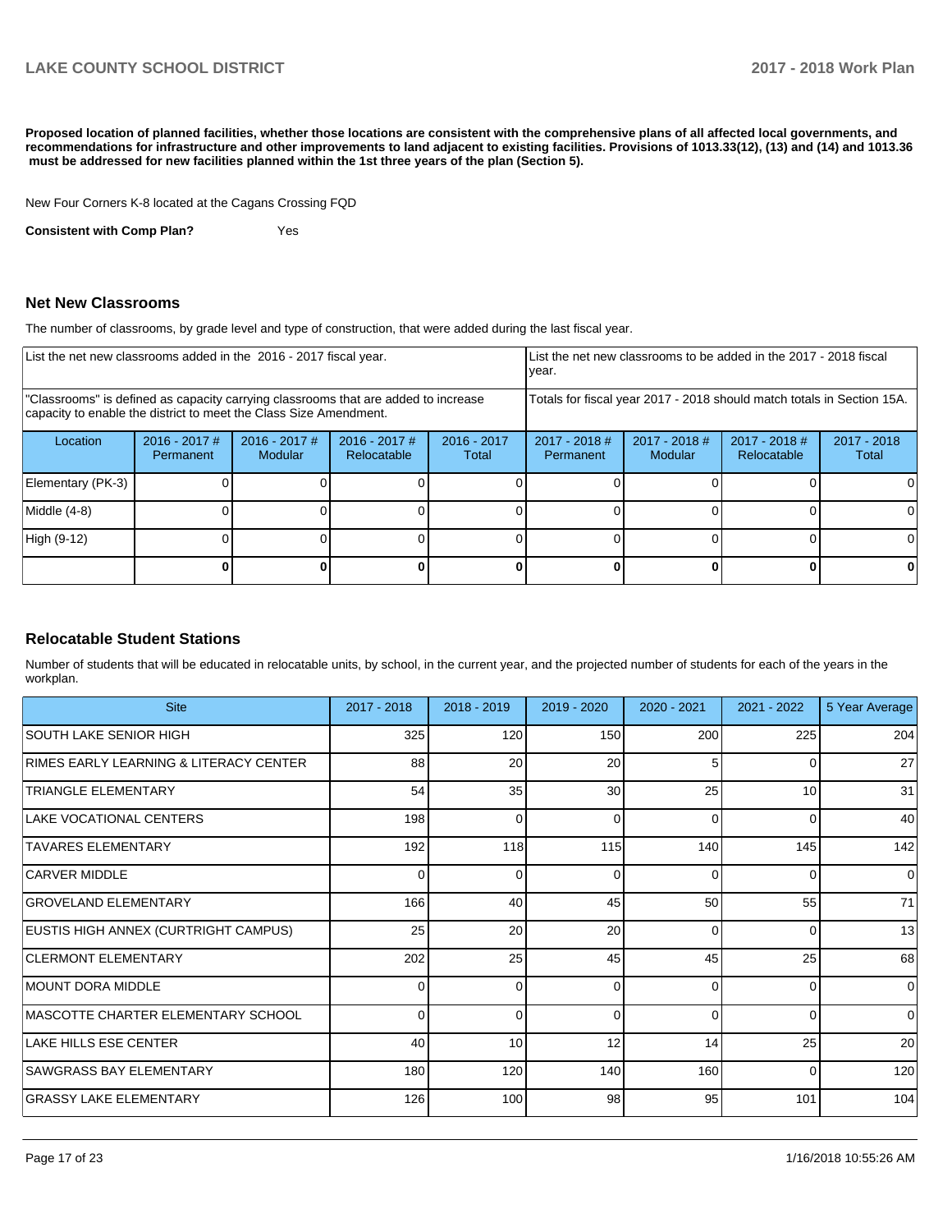**Proposed location of planned facilities, whether those locations are consistent with the comprehensive plans of all affected local governments, and recommendations for infrastructure and other improvements to land adjacent to existing facilities. Provisions of 1013.33(12), (13) and (14) and 1013.36 must be addressed for new facilities planned within the 1st three years of the plan (Section 5).**

New Four Corners K-8 located at the Cagans Crossing FQD

**Consistent with Comp Plan?** Yes

## Net New Classrooms

The number of classrooms, by grade level and type of construction, that were added during the last fiscal year.

| List the net new classrooms added in the 2016 - 2017 fiscal year. | | | | | List the net new classrooms to be added in the 2017 - 2018 fiscal year. | | | |
|---|---|---|---|---|---|---|---|---|
| "Classrooms" is defined as capacity carrying classrooms that are added to increase capacity to enable the district to meet the Class Size Amendment. | | | | | Totals for fiscal year 2017 - 2018 should match totals in Section 15A. | | | |
| Location | 2016 - 2017 # Permanent | 2016 - 2017 # Modular | 2016 - 2017 # Relocatable | 2016 - 2017 Total | 2017 - 2018 # Permanent | 2017 - 2018 # Modular | 2017 - 2018 # Relocatable | 2017 - 2018 Total |
| Elementary (PK-3) | 0 | 0 | 0 | 0 | 0 | 0 | 0 | 0 |
| Middle (4-8) | 0 | 0 | 0 | 0 | 0 | 0 | 0 | 0 |
| High (9-12) | 0 | 0 | 0 | 0 | 0 | 0 | 0 | 0 |
| | **0** | **0** | **0** | **0** | **0** | **0** | **0** | **0** |

## Relocatable Student Stations

Number of students that will be educated in relocatable units, by school, in the current year, and the projected number of students for each of the years in the workplan.

| Site | 2017 - 2018 | 2018 - 2019 | 2019 - 2020 | 2020 - 2021 | 2021 - 2022 | 5 Year Average |
|---|---|---|---|---|---|---|
| SOUTH LAKE SENIOR HIGH | 325 | 120 | 150 | 200 | 225 | 204 |
| RIMES EARLY LEARNING & LITERACY CENTER | 88 | 20 | 20 | 5 | 0 | 27 |
| TRIANGLE ELEMENTARY | 54 | 35 | 30 | 25 | 10 | 31 |
| LAKE VOCATIONAL CENTERS | 198 | 0 | 0 | 0 | 0 | 40 |
| TAVARES ELEMENTARY | 192 | 118 | 115 | 140 | 145 | 142 |
| CARVER MIDDLE | 0 | 0 | 0 | 0 | 0 | 0 |
| GROVELAND ELEMENTARY | 166 | 40 | 45 | 50 | 55 | 71 |
| EUSTIS HIGH ANNEX (CURTRIGHT CAMPUS) | 25 | 20 | 20 | 0 | 0 | 13 |
| CLERMONT ELEMENTARY | 202 | 25 | 45 | 45 | 25 | 68 |
| MOUNT DORA MIDDLE | 0 | 0 | 0 | 0 | 0 | 0 |
| MASCOTTE CHARTER ELEMENTARY SCHOOL | 0 | 0 | 0 | 0 | 0 | 0 |
| LAKE HILLS ESE CENTER | 40 | 10 | 12 | 14 | 25 | 20 |
| SAWGRASS BAY ELEMENTARY | 180 | 120 | 140 | 160 | 0 | 120 |
| GRASSY LAKE ELEMENTARY | 126 | 100 | 98 | 95 | 101 | 104 |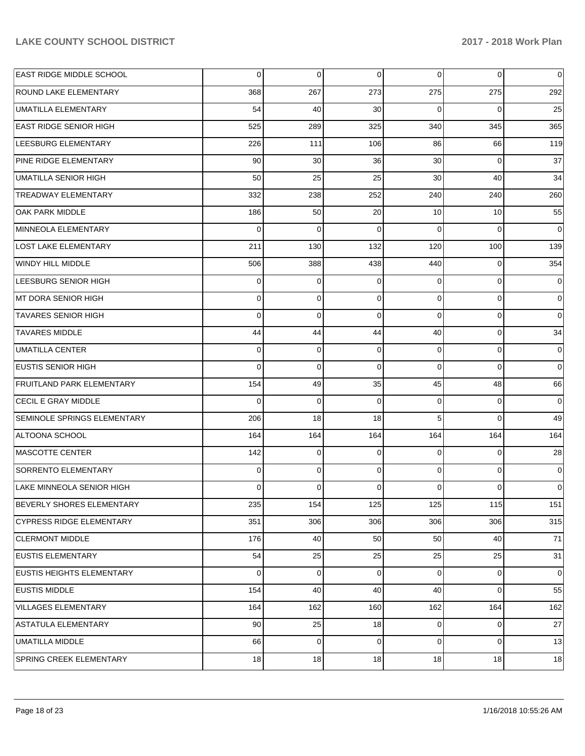| | | | | | | |
|---|---|---|---|---|---|---|
| EAST RIDGE MIDDLE SCHOOL | 0 | 0 | 0 | 0 | 0 | 0 |
| ROUND LAKE ELEMENTARY | 368 | 267 | 273 | 275 | 275 | 292 |
| UMATILLA ELEMENTARY | 54 | 40 | 30 | 0 | 0 | 25 |
| EAST RIDGE SENIOR HIGH | 525 | 289 | 325 | 340 | 345 | 365 |
| LEESBURG ELEMENTARY | 226 | 111 | 106 | 86 | 66 | 119 |
| PINE RIDGE ELEMENTARY | 90 | 30 | 36 | 30 | 0 | 37 |
| UMATILLA SENIOR HIGH | 50 | 25 | 25 | 30 | 40 | 34 |
| TREADWAY ELEMENTARY | 332 | 238 | 252 | 240 | 240 | 260 |
| OAK PARK MIDDLE | 186 | 50 | 20 | 10 | 10 | 55 |
| MINNEOLA ELEMENTARY | 0 | 0 | 0 | 0 | 0 | 0 |
| LOST LAKE ELEMENTARY | 211 | 130 | 132 | 120 | 100 | 139 |
| WINDY HILL MIDDLE | 506 | 388 | 438 | 440 | 0 | 354 |
| LEESBURG SENIOR HIGH | 0 | 0 | 0 | 0 | 0 | 0 |
| MT DORA SENIOR HIGH | 0 | 0 | 0 | 0 | 0 | 0 |
| TAVARES SENIOR HIGH | 0 | 0 | 0 | 0 | 0 | 0 |
| TAVARES MIDDLE | 44 | 44 | 44 | 40 | 0 | 34 |
| UMATILLA CENTER | 0 | 0 | 0 | 0 | 0 | 0 |
| EUSTIS SENIOR HIGH | 0 | 0 | 0 | 0 | 0 | 0 |
| FRUITLAND PARK ELEMENTARY | 154 | 49 | 35 | 45 | 48 | 66 |
| CECIL E GRAY MIDDLE | 0 | 0 | 0 | 0 | 0 | 0 |
| SEMINOLE SPRINGS ELEMENTARY | 206 | 18 | 18 | 5 | 0 | 49 |
| ALTOONA SCHOOL | 164 | 164 | 164 | 164 | 164 | 164 |
| MASCOTTE CENTER | 142 | 0 | 0 | 0 | 0 | 28 |
| SORRENTO ELEMENTARY | 0 | 0 | 0 | 0 | 0 | 0 |
| LAKE MINNEOLA SENIOR HIGH | 0 | 0 | 0 | 0 | 0 | 0 |
| BEVERLY SHORES ELEMENTARY | 235 | 154 | 125 | 125 | 115 | 151 |
| CYPRESS RIDGE ELEMENTARY | 351 | 306 | 306 | 306 | 306 | 315 |
| CLERMONT MIDDLE | 176 | 40 | 50 | 50 | 40 | 71 |
| EUSTIS ELEMENTARY | 54 | 25 | 25 | 25 | 25 | 31 |
| EUSTIS HEIGHTS ELEMENTARY | 0 | 0 | 0 | 0 | 0 | 0 |
| EUSTIS MIDDLE | 154 | 40 | 40 | 40 | 0 | 55 |
| VILLAGES ELEMENTARY | 164 | 162 | 160 | 162 | 164 | 162 |
| ASTATULA ELEMENTARY | 90 | 25 | 18 | 0 | 0 | 27 |
| UMATILLA MIDDLE | 66 | 0 | 0 | 0 | 0 | 13 |
| SPRING CREEK ELEMENTARY | 18 | 18 | 18 | 18 | 18 | 18 |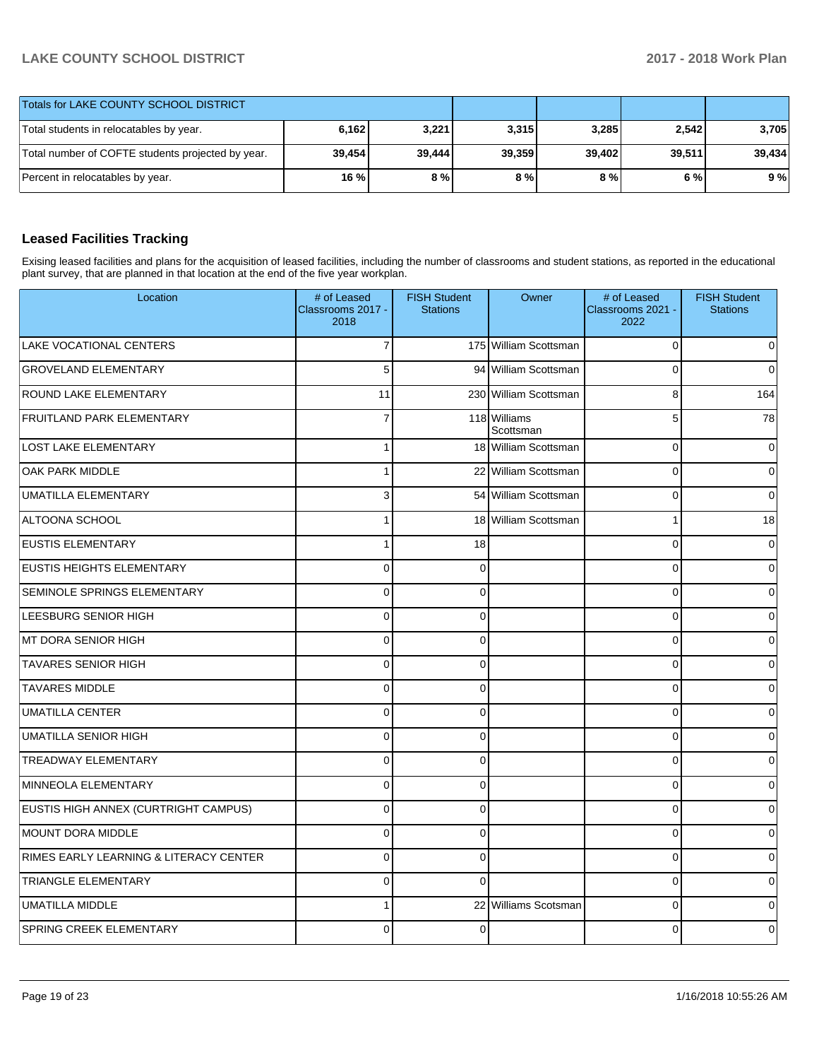| Totals for LAKE COUNTY SCHOOL DISTRICT | | | | | | |
|---|---|---|---|---|---|---|
| Total students in relocatables by year. | **6,162** | **3,221** | **3,315** | **3,285** | **2,542** | **3,705** |
| Total number of COFTE students projected by year. | **39,454** | **39,444** | **39,359** | **39,402** | **39,511** | **39,434** |
| Percent in relocatables by year. | **16 %** | **8 %** | **8 %** | **8 %** | **6 %** | **9 %** |

## Leased Facilities Tracking

Exising leased facilities and plans for the acquisition of leased facilities, including the number of classrooms and student stations, as reported in the educational plant survey, that are planned in that location at the end of the five year workplan.

| Location | # of Leased Classrooms 2017 - 2018 | FISH Student Stations | Owner | # of Leased Classrooms 2021 - 2022 | FISH Student Stations |
|---|---|---|---|---|---|
| LAKE VOCATIONAL CENTERS | 7 | 175 | William Scottsman | 0 | 0 |
| GROVELAND ELEMENTARY | 5 | 94 | William Scottsman | 0 | 0 |
| ROUND LAKE ELEMENTARY | 11 | 230 | William Scottsman | 8 | 164 |
| FRUITLAND PARK ELEMENTARY | 7 | 118 | Williams Scottsman | 5 | 78 |
| LOST LAKE ELEMENTARY | 1 | 18 | William Scottsman | 0 | 0 |
| OAK PARK MIDDLE | 1 | 22 | William Scottsman | 0 | 0 |
| UMATILLA ELEMENTARY | 3 | 54 | William Scottsman | 0 | 0 |
| ALTOONA SCHOOL | 1 | 18 | William Scottsman | 1 | 18 |
| EUSTIS ELEMENTARY | 1 | 18 | | 0 | 0 |
| EUSTIS HEIGHTS ELEMENTARY | 0 | 0 | | 0 | 0 |
| SEMINOLE SPRINGS ELEMENTARY | 0 | 0 | | 0 | 0 |
| LEESBURG SENIOR HIGH | 0 | 0 | | 0 | 0 |
| MT DORA SENIOR HIGH | 0 | 0 | | 0 | 0 |
| TAVARES SENIOR HIGH | 0 | 0 | | 0 | 0 |
| TAVARES MIDDLE | 0 | 0 | | 0 | 0 |
| UMATILLA CENTER | 0 | 0 | | 0 | 0 |
| UMATILLA SENIOR HIGH | 0 | 0 | | 0 | 0 |
| TREADWAY ELEMENTARY | 0 | 0 | | 0 | 0 |
| MINNEOLA ELEMENTARY | 0 | 0 | | 0 | 0 |
| EUSTIS HIGH ANNEX (CURTRIGHT CAMPUS) | 0 | 0 | | 0 | 0 |
| MOUNT DORA MIDDLE | 0 | 0 | | 0 | 0 |
| RIMES EARLY LEARNING & LITERACY CENTER | 0 | 0 | | 0 | 0 |
| TRIANGLE ELEMENTARY | 0 | 0 | | 0 | 0 |
| UMATILLA MIDDLE | 1 | 22 | Williams Scotsman | 0 | 0 |
| SPRING CREEK ELEMENTARY | 0 | 0 | | 0 | 0 |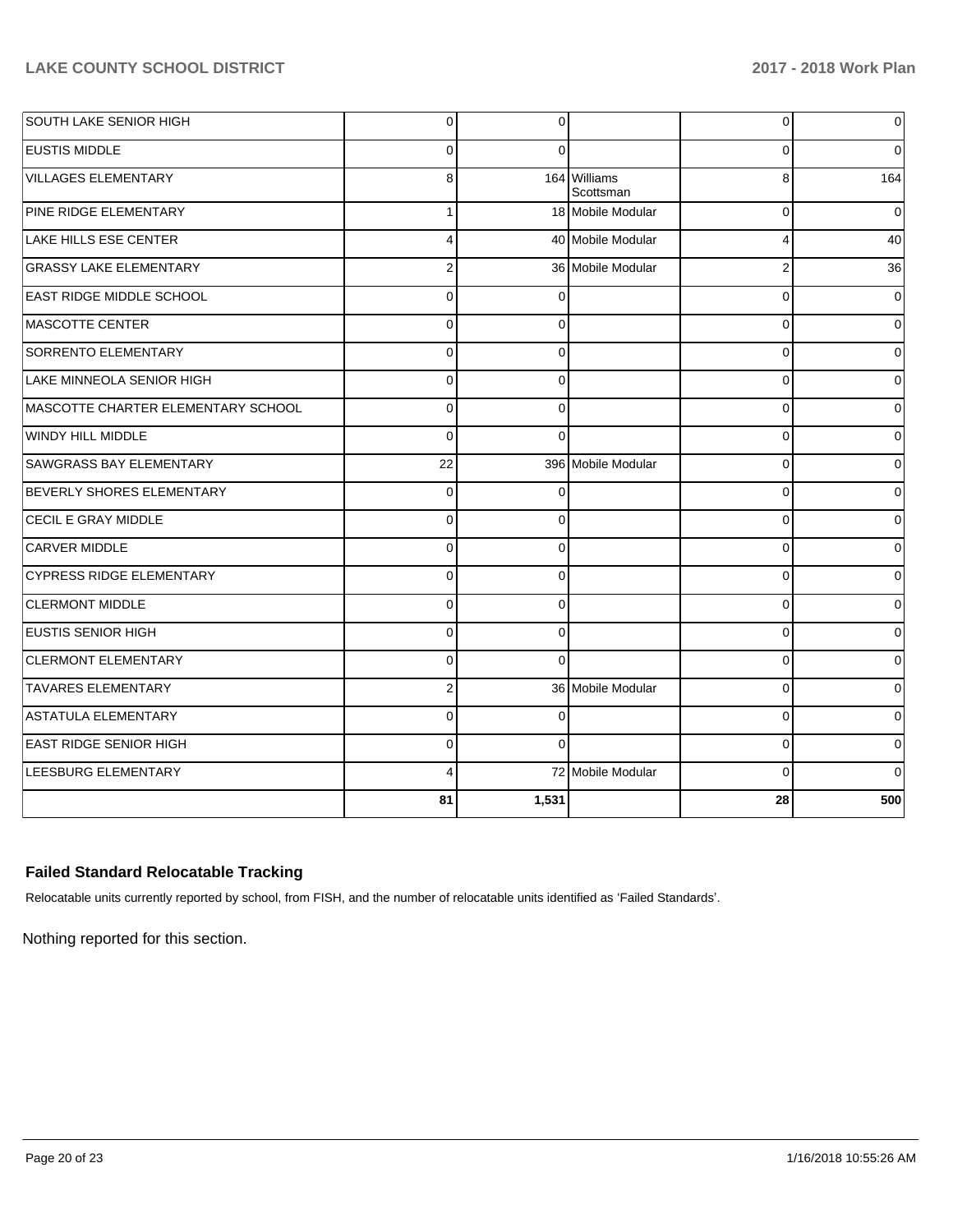| | | | | | |
|---|---|---|---|---|---|
| SOUTH LAKE SENIOR HIGH | 0 | 0 | | 0 | 0 |
| EUSTIS MIDDLE | 0 | 0 | | 0 | 0 |
| VILLAGES ELEMENTARY | 8 | 164 | Williams Scottsman | 8 | 164 |
| PINE RIDGE ELEMENTARY | 1 | 18 | Mobile Modular | 0 | 0 |
| LAKE HILLS ESE CENTER | 4 | 40 | Mobile Modular | 4 | 40 |
| GRASSY LAKE ELEMENTARY | 2 | 36 | Mobile Modular | 2 | 36 |
| EAST RIDGE MIDDLE SCHOOL | 0 | 0 | | 0 | 0 |
| MASCOTTE CENTER | 0 | 0 | | 0 | 0 |
| SORRENTO ELEMENTARY | 0 | 0 | | 0 | 0 |
| LAKE MINNEOLA SENIOR HIGH | 0 | 0 | | 0 | 0 |
| MASCOTTE CHARTER ELEMENTARY SCHOOL | 0 | 0 | | 0 | 0 |
| WINDY HILL MIDDLE | 0 | 0 | | 0 | 0 |
| SAWGRASS BAY ELEMENTARY | 22 | 396 | Mobile Modular | 0 | 0 |
| BEVERLY SHORES ELEMENTARY | 0 | 0 | | 0 | 0 |
| CECIL E GRAY MIDDLE | 0 | 0 | | 0 | 0 |
| CARVER MIDDLE | 0 | 0 | | 0 | 0 |
| CYPRESS RIDGE ELEMENTARY | 0 | 0 | | 0 | 0 |
| CLERMONT MIDDLE | 0 | 0 | | 0 | 0 |
| EUSTIS SENIOR HIGH | 0 | 0 | | 0 | 0 |
| CLERMONT ELEMENTARY | 0 | 0 | | 0 | 0 |
| TAVARES ELEMENTARY | 2 | 36 | Mobile Modular | 0 | 0 |
| ASTATULA ELEMENTARY | 0 | 0 | | 0 | 0 |
| EAST RIDGE SENIOR HIGH | 0 | 0 | | 0 | 0 |
| LEESBURG ELEMENTARY | 4 | 72 | Mobile Modular | 0 | 0 |
| | **81** | **1,531** | | **28** | **500** |

### Failed Standard Relocatable Tracking

Relocatable units currently reported by school, from FISH, and the number of relocatable units identified as 'Failed Standards'.

Nothing reported for this section.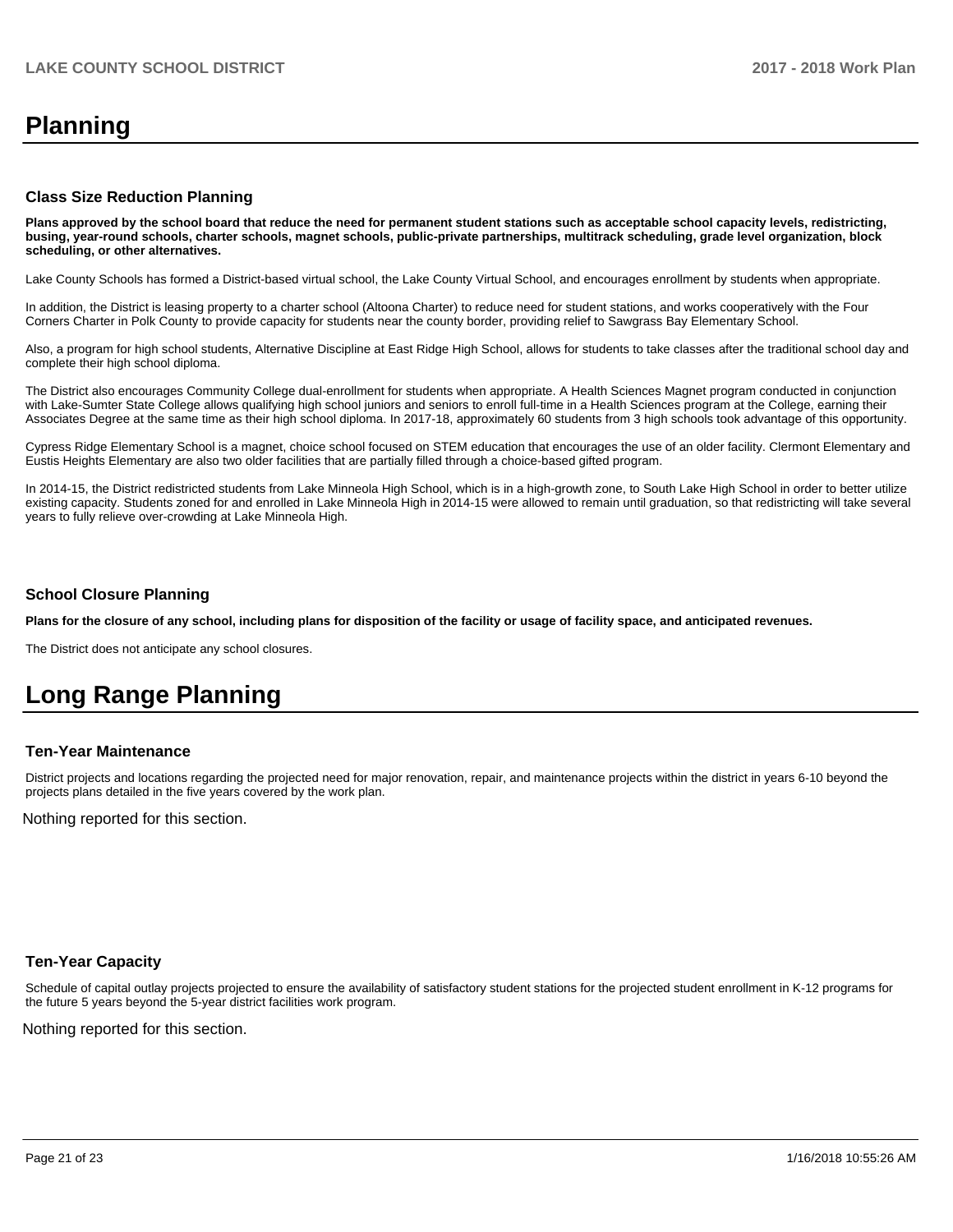# Planning

### Class Size Reduction Planning

**Plans approved by the school board that reduce the need for permanent student stations such as acceptable school capacity levels, redistricting, busing, year-round schools, charter schools, magnet schools, public-private partnerships, multitrack scheduling, grade level organization, block scheduling, or other alternatives.**

Lake County Schools has formed a District-based virtual school, the Lake County Virtual School, and encourages enrollment by students when appropriate.

In addition, the District is leasing property to a charter school (Altoona Charter) to reduce need for student stations, and works cooperatively with the Four Corners Charter in Polk County to provide capacity for students near the county border, providing relief to Sawgrass Bay Elementary School.

Also, a program for high school students, Alternative Discipline at East Ridge High School, allows for students to take classes after the traditional school day and complete their high school diploma.

The District also encourages Community College dual-enrollment for students when appropriate. A Health Sciences Magnet program conducted in conjunction with Lake-Sumter State College allows qualifying high school juniors and seniors to enroll full-time in a Health Sciences program at the College, earning their Associates Degree at the same time as their high school diploma. In 2017-18, approximately 60 students from 3 high schools took advantage of this opportunity.

Cypress Ridge Elementary School is a magnet, choice school focused on STEM education that encourages the use of an older facility. Clermont Elementary and Eustis Heights Elementary are also two older facilities that are partially filled through a choice-based gifted program.

In 2014-15, the District redistricted students from Lake Minneola High School, which is in a high-growth zone, to South Lake High School in order to better utilize existing capacity. Students zoned for and enrolled in Lake Minneola High in 2014-15 were allowed to remain until graduation, so that redistricting will take several years to fully relieve over-crowding at Lake Minneola High.

### School Closure Planning

**Plans for the closure of any school, including plans for disposition of the facility or usage of facility space, and anticipated revenues.**

The District does not anticipate any school closures.

# Long Range Planning

### Ten-Year Maintenance

District projects and locations regarding the projected need for major renovation, repair, and maintenance projects within the district in years 6-10 beyond the projects plans detailed in the five years covered by the work plan.

Nothing reported for this section.

### Ten-Year Capacity

Schedule of capital outlay projects projected to ensure the availability of satisfactory student stations for the projected student enrollment in K-12 programs for the future 5 years beyond the 5-year district facilities work program.

Nothing reported for this section.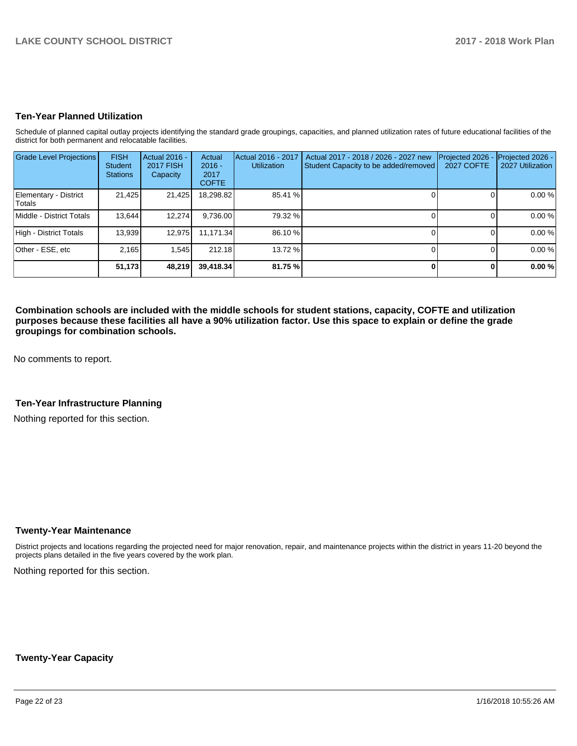## Ten-Year Planned Utilization

Schedule of planned capital outlay projects identifying the standard grade groupings, capacities, and planned utilization rates of future educational facilities of the district for both permanent and relocatable facilities.

| Grade Level Projections | FISH Student Stations | Actual 2016 - 2017 FISH Capacity | Actual 2016 - 2017 COFTE | Actual 2016 - 2017 Utilization | Actual 2017 - 2018 / 2026 - 2027 new Student Capacity to be added/removed | Projected 2026 - 2027 COFTE | Projected 2026 - 2027 Utilization |
|---|---|---|---|---|---|---|---|
| Elementary - District Totals | 21,425 | 21,425 | 18,298.82 | 85.41 % | 0 | 0 | 0.00 % |
| Middle - District Totals | 13,644 | 12,274 | 9,736.00 | 79.32 % | 0 | 0 | 0.00 % |
| High - District Totals | 13,939 | 12,975 | 11,171.34 | 86.10 % | 0 | 0 | 0.00 % |
| Other - ESE, etc | 2,165 | 1,545 | 212.18 | 13.72 % | 0 | 0 | 0.00 % |
| | **51,173** | **48,219** | **39,418.34** | **81.75 %** | **0** | **0** | **0.00 %** |

**Combination schools are included with the middle schools for student stations, capacity, COFTE and utilization purposes because these facilities all have a 90% utilization factor. Use this space to explain or define the grade groupings for combination schools.**

No comments to report.

## Ten-Year Infrastructure Planning

Nothing reported for this section.

## Twenty-Year Maintenance

District projects and locations regarding the projected need for major renovation, repair, and maintenance projects within the district in years 11-20 beyond the projects plans detailed in the five years covered by the work plan.

Nothing reported for this section.

## Twenty-Year Capacity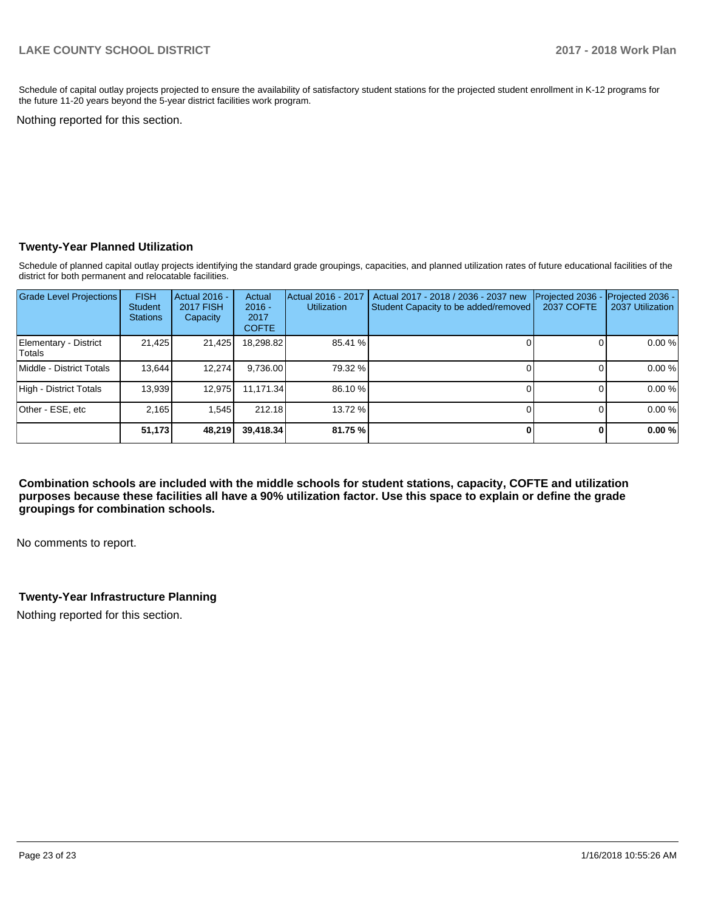Schedule of capital outlay projects projected to ensure the availability of satisfactory student stations for the projected student enrollment in K-12 programs for the future 11-20 years beyond the 5-year district facilities work program.

Nothing reported for this section.

### Twenty-Year Planned Utilization

Schedule of planned capital outlay projects identifying the standard grade groupings, capacities, and planned utilization rates of future educational facilities of the district for both permanent and relocatable facilities.

| Grade Level Projections | FISH Student Stations | Actual 2016 - 2017 FISH Capacity | Actual 2016 - 2017 COFTE | Actual 2016 - 2017 Utilization | Actual 2017 - 2018 / 2036 - 2037 new Student Capacity to be added/removed | Projected 2036 - 2037 COFTE | Projected 2036 - 2037 Utilization |
|---|---|---|---|---|---|---|---|
| Elementary - District Totals | 21,425 | 21,425 | 18,298.82 | 85.41 % | 0 | 0 | 0.00 % |
| Middle - District Totals | 13,644 | 12,274 | 9,736.00 | 79.32 % | 0 | 0 | 0.00 % |
| High - District Totals | 13,939 | 12,975 | 11,171.34 | 86.10 % | 0 | 0 | 0.00 % |
| Other - ESE, etc | 2,165 | 1,545 | 212.18 | 13.72 % | 0 | 0 | 0.00 % |
| | **51,173** | **48,219** | **39,418.34** | **81.75 %** | **0** | **0** | **0.00 %** |

**Combination schools are included with the middle schools for student stations, capacity, COFTE and utilization purposes because these facilities all have a 90% utilization factor. Use this space to explain or define the grade groupings for combination schools.**

No comments to report.

### Twenty-Year Infrastructure Planning

Nothing reported for this section.